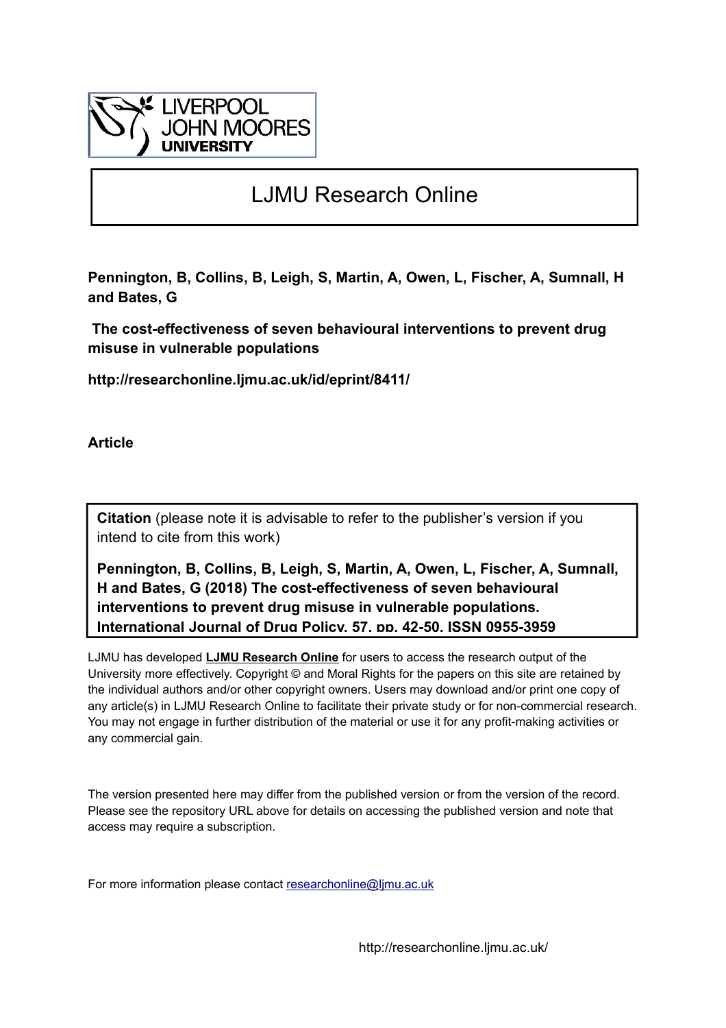LIVERPOOL JOHN MOORES UNIVERSITY

# LJMU Research Online

**Pennington, B, Collins, B, Leigh, S, Martin, A, Owen, L, Fischer, A, Sumnall, H and Bates, G**

**The cost-effectiveness of seven behavioural interventions to prevent drug misuse in vulnerable populations**

**http://researchonline.ljmu.ac.uk/id/eprint/8411/**

**Article**

**Citation** (please note it is advisable to refer to the publisher's version if you intend to cite from this work)

**Pennington, B, Collins, B, Leigh, S, Martin, A, Owen, L, Fischer, A, Sumnall, H and Bates, G (2018) The cost-effectiveness of seven behavioural interventions to prevent drug misuse in vulnerable populations. International Journal of Drug Policy, 57. pp. 42-50. ISSN 0955-3959**

LJMU has developed **LJMU Research Online** for users to access the research output of the University more effectively. Copyright © and Moral Rights for the papers on this site are retained by the individual authors and/or other copyright owners. Users may download and/or print one copy of any article(s) in LJMU Research Online to facilitate their private study or for non-commercial research. You may not engage in further distribution of the material or use it for any profit-making activities or any commercial gain.

The version presented here may differ from the published version or from the version of the record. Please see the repository URL above for details on accessing the published version and note that access may require a subscription.

For more information please contact researchonline@ljmu.ac.uk

http://researchonline.ljmu.ac.uk/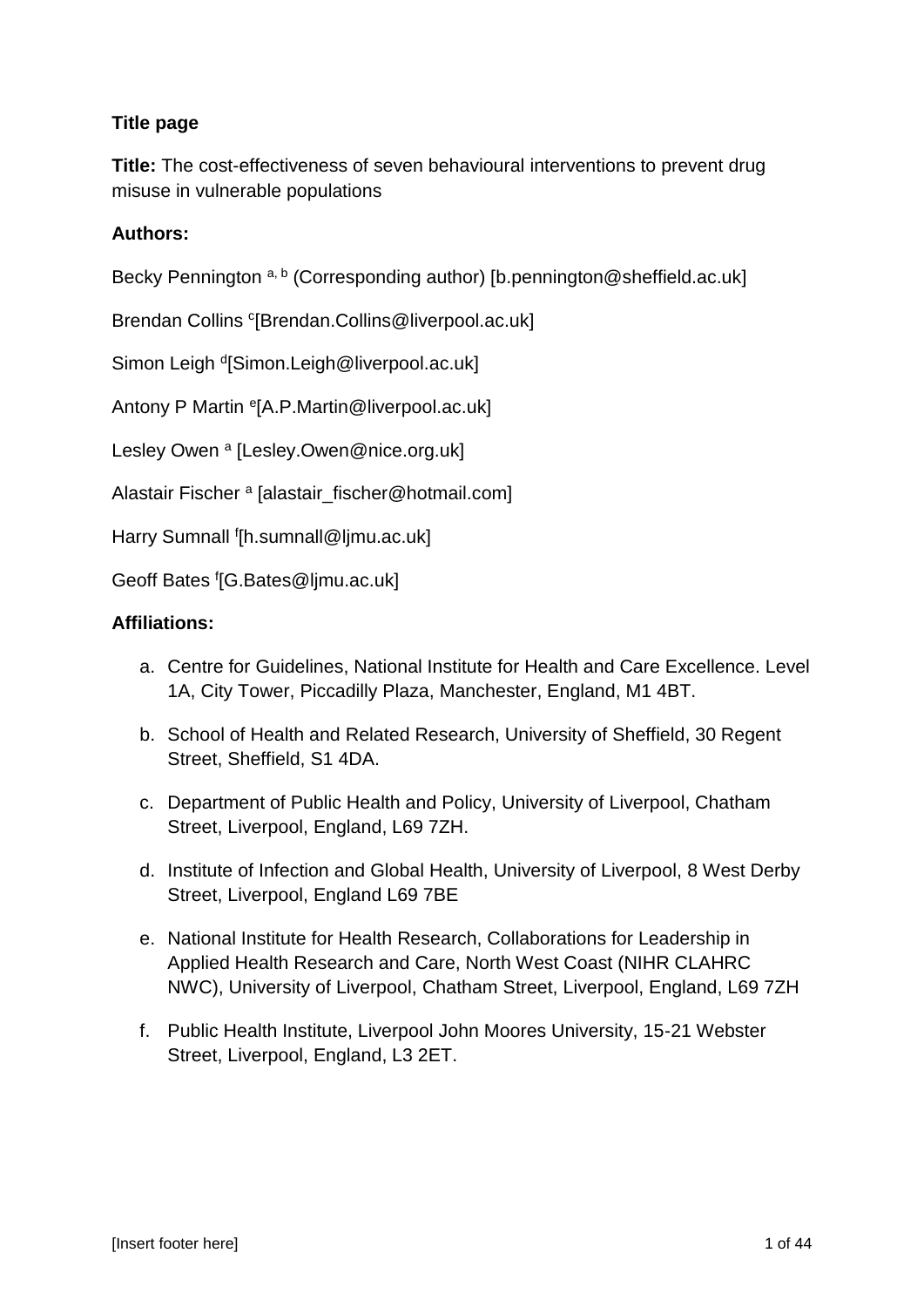**Title page**

**Title:** The cost-effectiveness of seven behavioural interventions to prevent drug misuse in vulnerable populations

**Authors:**

Becky Pennington [a, b] (Corresponding author) [b.pennington@sheffield.ac.uk]

Brendan Collins [c][Brendan.Collins@liverpool.ac.uk]

Simon Leigh [d][Simon.Leigh@liverpool.ac.uk]

Antony P Martin [e][A.P.Martin@liverpool.ac.uk]

Lesley Owen [a] [Lesley.Owen@nice.org.uk]

Alastair Fischer [a] [alastair_fischer@hotmail.com]

Harry Sumnall [f][h.sumnall@ljmu.ac.uk]

Geoff Bates [f][G.Bates@ljmu.ac.uk]

**Affiliations:**

a. Centre for Guidelines, National Institute for Health and Care Excellence. Level 1A, City Tower, Piccadilly Plaza, Manchester, England, M1 4BT.

b. School of Health and Related Research, University of Sheffield, 30 Regent Street, Sheffield, S1 4DA.

c. Department of Public Health and Policy, University of Liverpool, Chatham Street, Liverpool, England, L69 7ZH.

d. Institute of Infection and Global Health, University of Liverpool, 8 West Derby Street, Liverpool, England L69 7BE

e. National Institute for Health Research, Collaborations for Leadership in Applied Health Research and Care, North West Coast (NIHR CLAHRC NWC), University of Liverpool, Chatham Street, Liverpool, England, L69 7ZH

f. Public Health Institute, Liverpool John Moores University, 15-21 Webster Street, Liverpool, England, L3 2ET.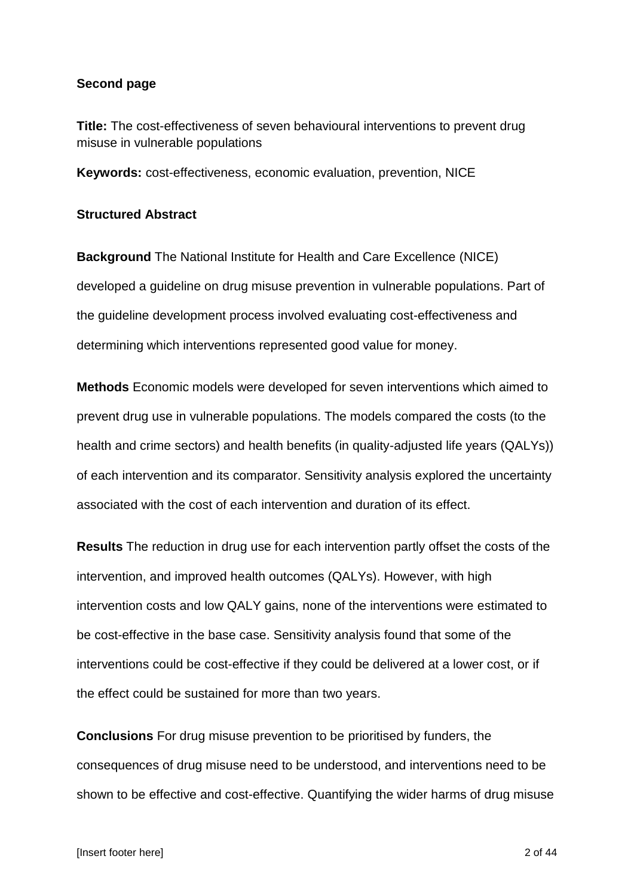**Second page**

**Title:** The cost-effectiveness of seven behavioural interventions to prevent drug misuse in vulnerable populations

**Keywords:** cost-effectiveness, economic evaluation, prevention, NICE

**Structured Abstract**

**Background** The National Institute for Health and Care Excellence (NICE) developed a guideline on drug misuse prevention in vulnerable populations. Part of the guideline development process involved evaluating cost-effectiveness and determining which interventions represented good value for money.

**Methods** Economic models were developed for seven interventions which aimed to prevent drug use in vulnerable populations. The models compared the costs (to the health and crime sectors) and health benefits (in quality-adjusted life years (QALYs)) of each intervention and its comparator. Sensitivity analysis explored the uncertainty associated with the cost of each intervention and duration of its effect.

**Results** The reduction in drug use for each intervention partly offset the costs of the intervention, and improved health outcomes (QALYs). However, with high intervention costs and low QALY gains, none of the interventions were estimated to be cost-effective in the base case. Sensitivity analysis found that some of the interventions could be cost-effective if they could be delivered at a lower cost, or if the effect could be sustained for more than two years.

**Conclusions** For drug misuse prevention to be prioritised by funders, the consequences of drug misuse need to be understood, and interventions need to be shown to be effective and cost-effective. Quantifying the wider harms of drug misuse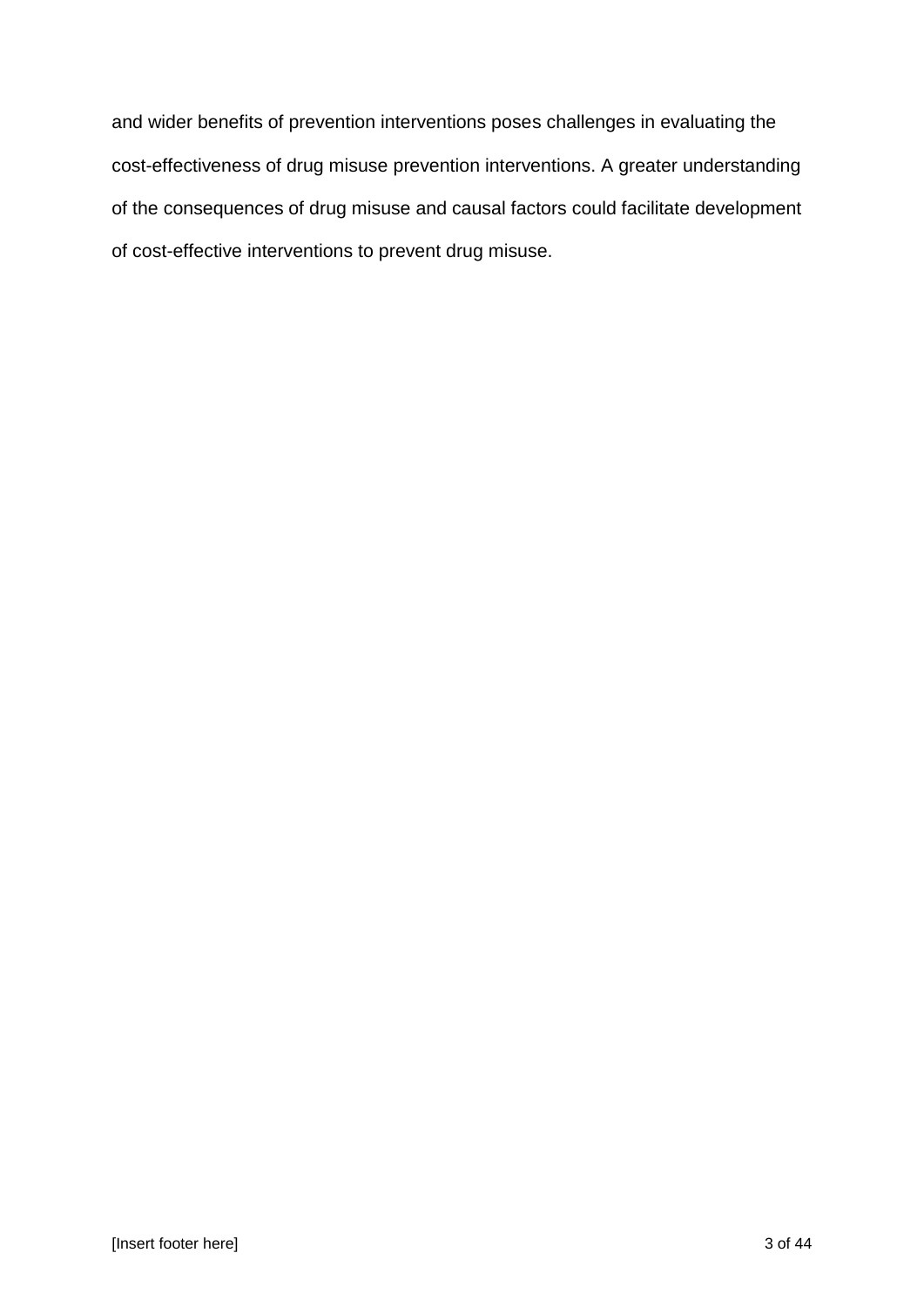and wider benefits of prevention interventions poses challenges in evaluating the cost-effectiveness of drug misuse prevention interventions. A greater understanding of the consequences of drug misuse and causal factors could facilitate development of cost-effective interventions to prevent drug misuse.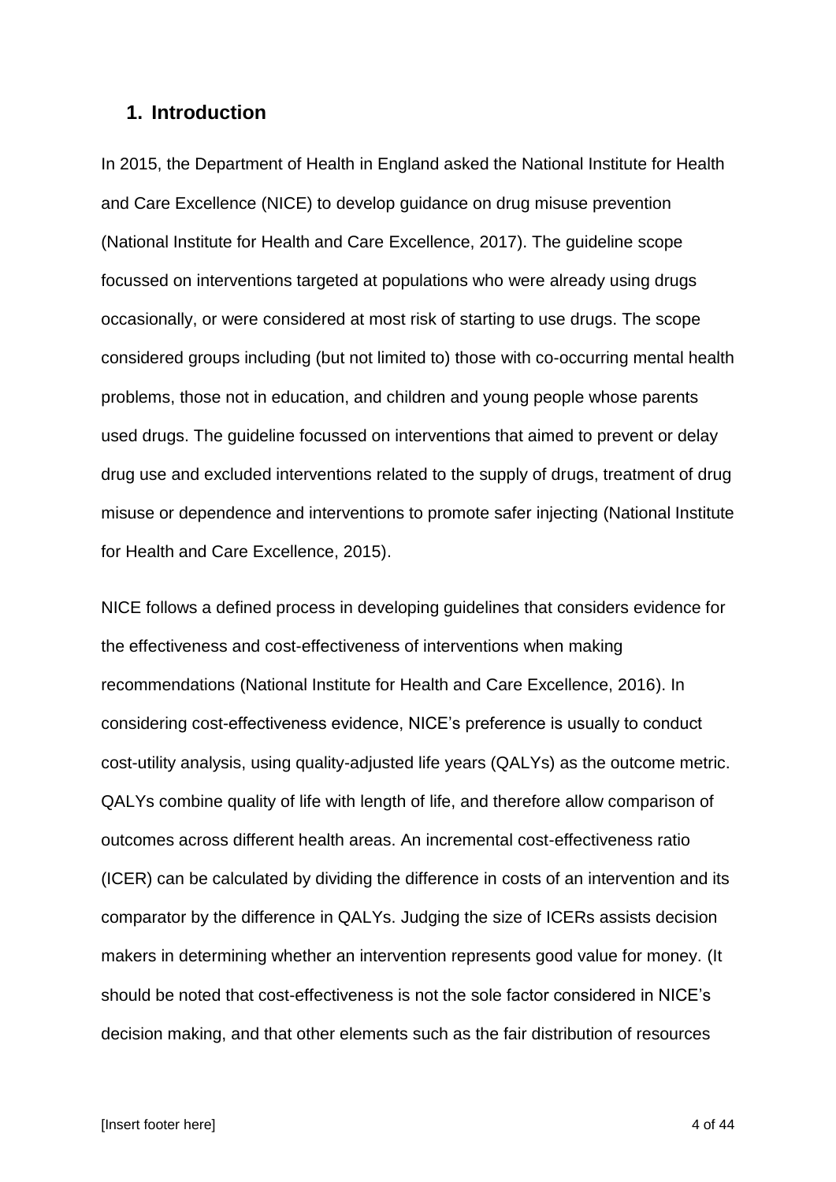## 1. Introduction

In 2015, the Department of Health in England asked the National Institute for Health and Care Excellence (NICE) to develop guidance on drug misuse prevention (National Institute for Health and Care Excellence, 2017). The guideline scope focussed on interventions targeted at populations who were already using drugs occasionally, or were considered at most risk of starting to use drugs. The scope considered groups including (but not limited to) those with co-occurring mental health problems, those not in education, and children and young people whose parents used drugs. The guideline focussed on interventions that aimed to prevent or delay drug use and excluded interventions related to the supply of drugs, treatment of drug misuse or dependence and interventions to promote safer injecting (National Institute for Health and Care Excellence, 2015).

NICE follows a defined process in developing guidelines that considers evidence for the effectiveness and cost-effectiveness of interventions when making recommendations (National Institute for Health and Care Excellence, 2016). In considering cost-effectiveness evidence, NICE's preference is usually to conduct cost-utility analysis, using quality-adjusted life years (QALYs) as the outcome metric. QALYs combine quality of life with length of life, and therefore allow comparison of outcomes across different health areas. An incremental cost-effectiveness ratio (ICER) can be calculated by dividing the difference in costs of an intervention and its comparator by the difference in QALYs. Judging the size of ICERs assists decision makers in determining whether an intervention represents good value for money. (It should be noted that cost-effectiveness is not the sole factor considered in NICE's decision making, and that other elements such as the fair distribution of resources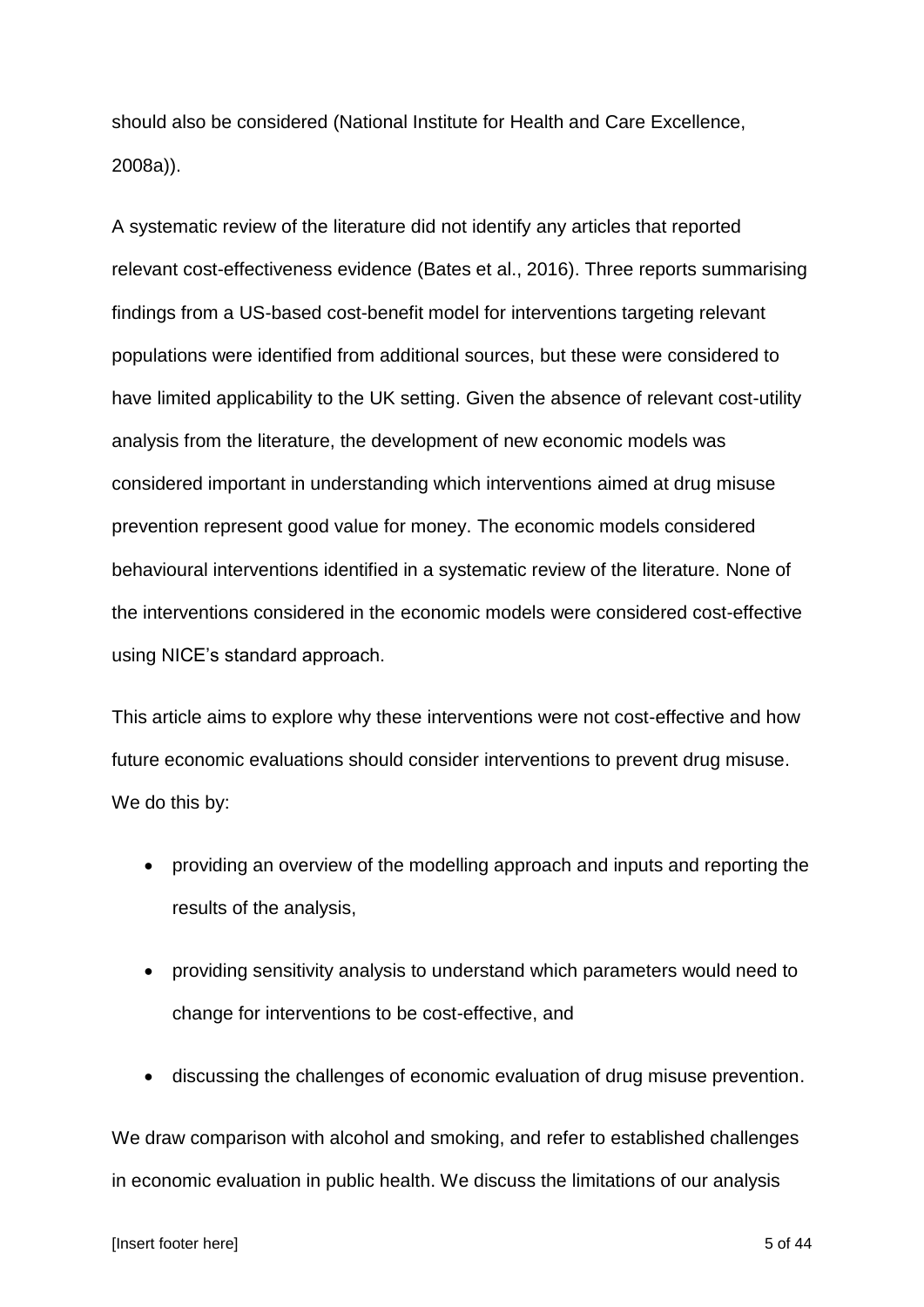should also be considered (National Institute for Health and Care Excellence, 2008a)).

A systematic review of the literature did not identify any articles that reported relevant cost-effectiveness evidence (Bates et al., 2016). Three reports summarising findings from a US-based cost-benefit model for interventions targeting relevant populations were identified from additional sources, but these were considered to have limited applicability to the UK setting. Given the absence of relevant cost-utility analysis from the literature, the development of new economic models was considered important in understanding which interventions aimed at drug misuse prevention represent good value for money. The economic models considered behavioural interventions identified in a systematic review of the literature. None of the interventions considered in the economic models were considered cost-effective using NICE's standard approach.

This article aims to explore why these interventions were not cost-effective and how future economic evaluations should consider interventions to prevent drug misuse. We do this by:

- providing an overview of the modelling approach and inputs and reporting the results of the analysis,
- providing sensitivity analysis to understand which parameters would need to change for interventions to be cost-effective, and
- discussing the challenges of economic evaluation of drug misuse prevention.

We draw comparison with alcohol and smoking, and refer to established challenges in economic evaluation in public health. We discuss the limitations of our analysis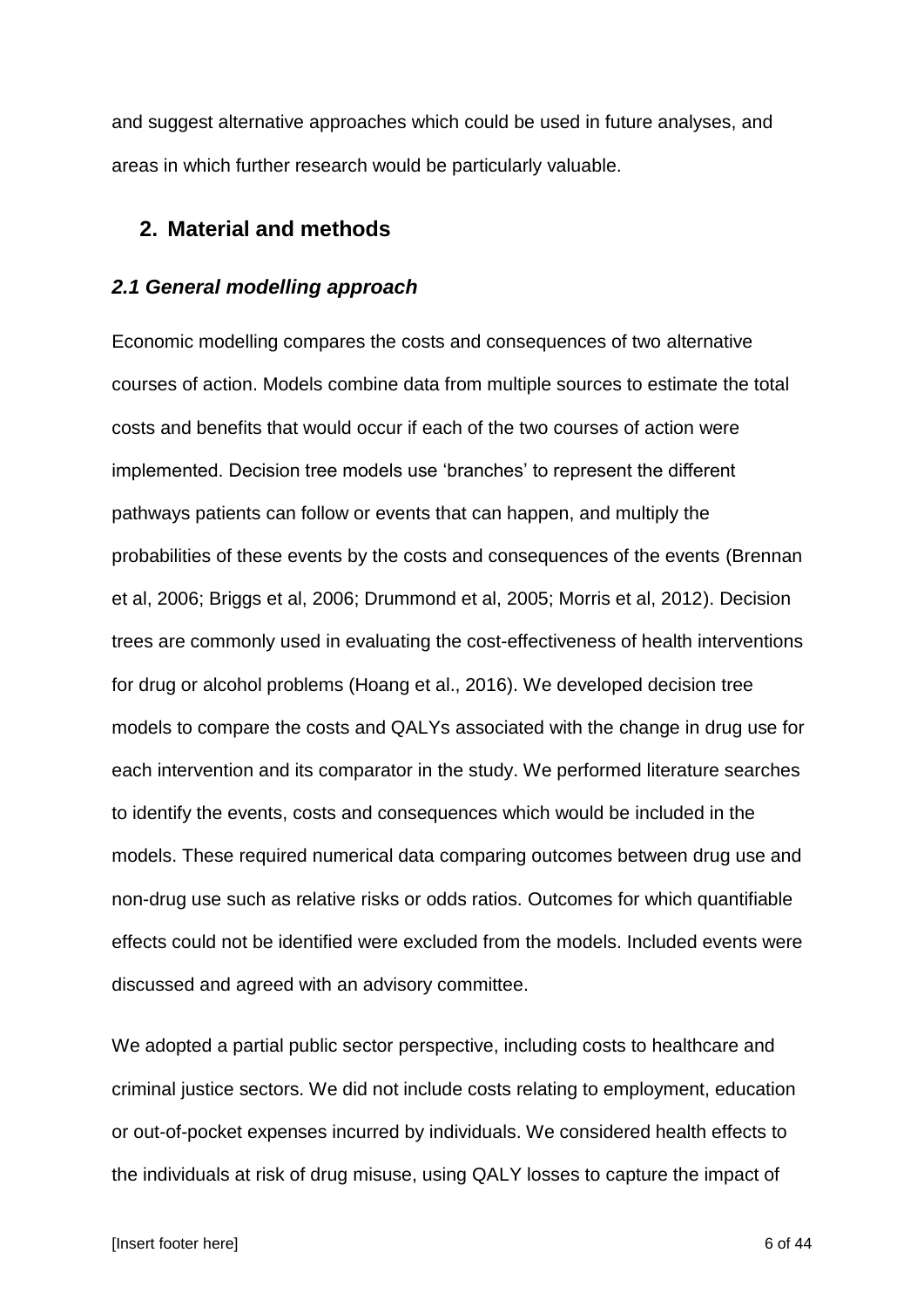and suggest alternative approaches which could be used in future analyses, and areas in which further research would be particularly valuable.

## 2. Material and methods

### *2.1 General modelling approach*

Economic modelling compares the costs and consequences of two alternative courses of action. Models combine data from multiple sources to estimate the total costs and benefits that would occur if each of the two courses of action were implemented. Decision tree models use 'branches' to represent the different pathways patients can follow or events that can happen, and multiply the probabilities of these events by the costs and consequences of the events (Brennan et al, 2006; Briggs et al, 2006; Drummond et al, 2005; Morris et al, 2012). Decision trees are commonly used in evaluating the cost-effectiveness of health interventions for drug or alcohol problems (Hoang et al., 2016). We developed decision tree models to compare the costs and QALYs associated with the change in drug use for each intervention and its comparator in the study. We performed literature searches to identify the events, costs and consequences which would be included in the models. These required numerical data comparing outcomes between drug use and non-drug use such as relative risks or odds ratios. Outcomes for which quantifiable effects could not be identified were excluded from the models. Included events were discussed and agreed with an advisory committee.

We adopted a partial public sector perspective, including costs to healthcare and criminal justice sectors. We did not include costs relating to employment, education or out-of-pocket expenses incurred by individuals. We considered health effects to the individuals at risk of drug misuse, using QALY losses to capture the impact of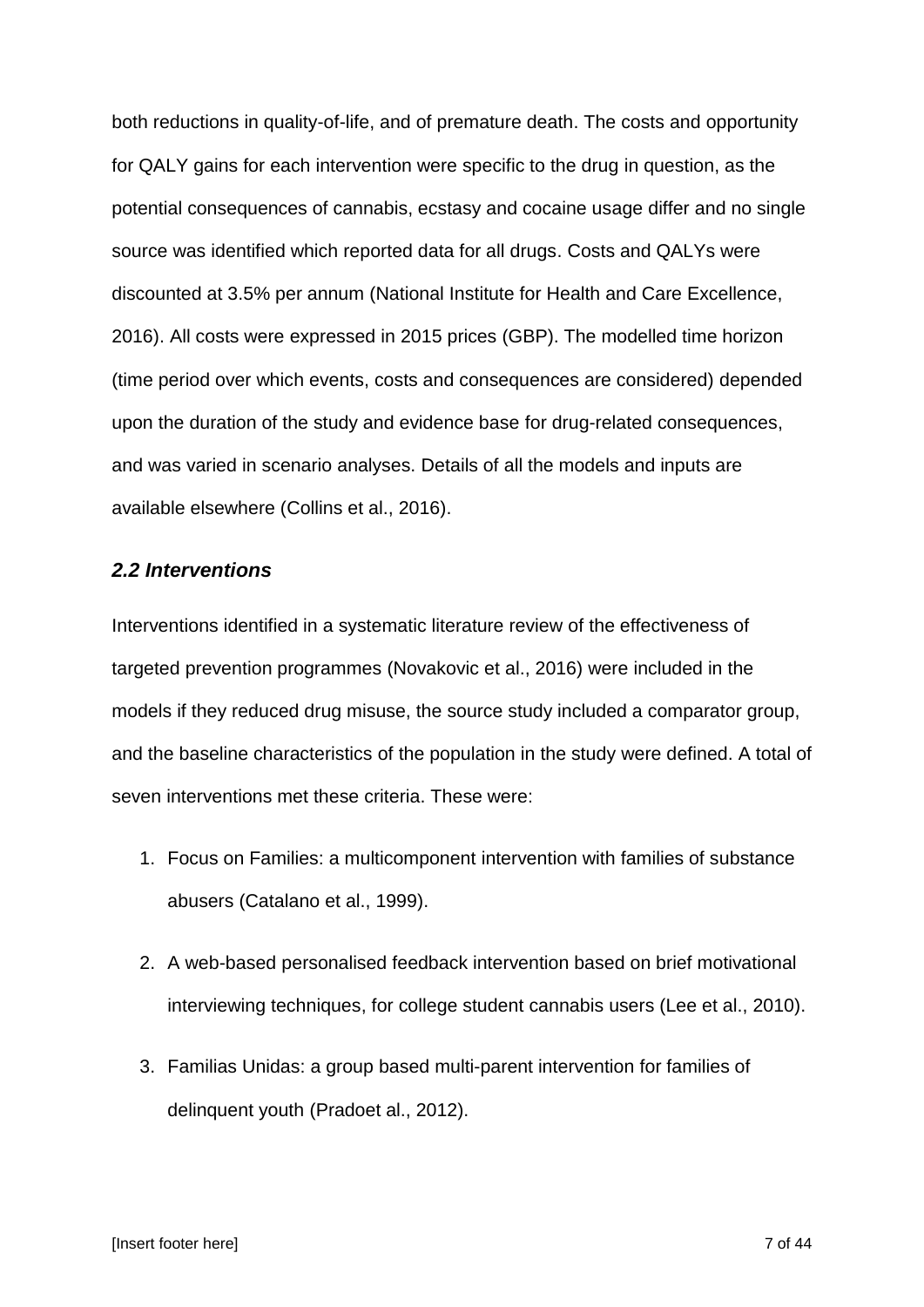both reductions in quality-of-life, and of premature death. The costs and opportunity for QALY gains for each intervention were specific to the drug in question, as the potential consequences of cannabis, ecstasy and cocaine usage differ and no single source was identified which reported data for all drugs. Costs and QALYs were discounted at 3.5% per annum (National Institute for Health and Care Excellence, 2016). All costs were expressed in 2015 prices (GBP). The modelled time horizon (time period over which events, costs and consequences are considered) depended upon the duration of the study and evidence base for drug-related consequences, and was varied in scenario analyses. Details of all the models and inputs are available elsewhere (Collins et al., 2016).

### *2.2 Interventions*

Interventions identified in a systematic literature review of the effectiveness of targeted prevention programmes (Novakovic et al., 2016) were included in the models if they reduced drug misuse, the source study included a comparator group, and the baseline characteristics of the population in the study were defined. A total of seven interventions met these criteria. These were:

1. Focus on Families: a multicomponent intervention with families of substance abusers (Catalano et al., 1999).
2. A web-based personalised feedback intervention based on brief motivational interviewing techniques, for college student cannabis users (Lee et al., 2010).
3. Familias Unidas: a group based multi-parent intervention for families of delinquent youth (Pradoet al., 2012).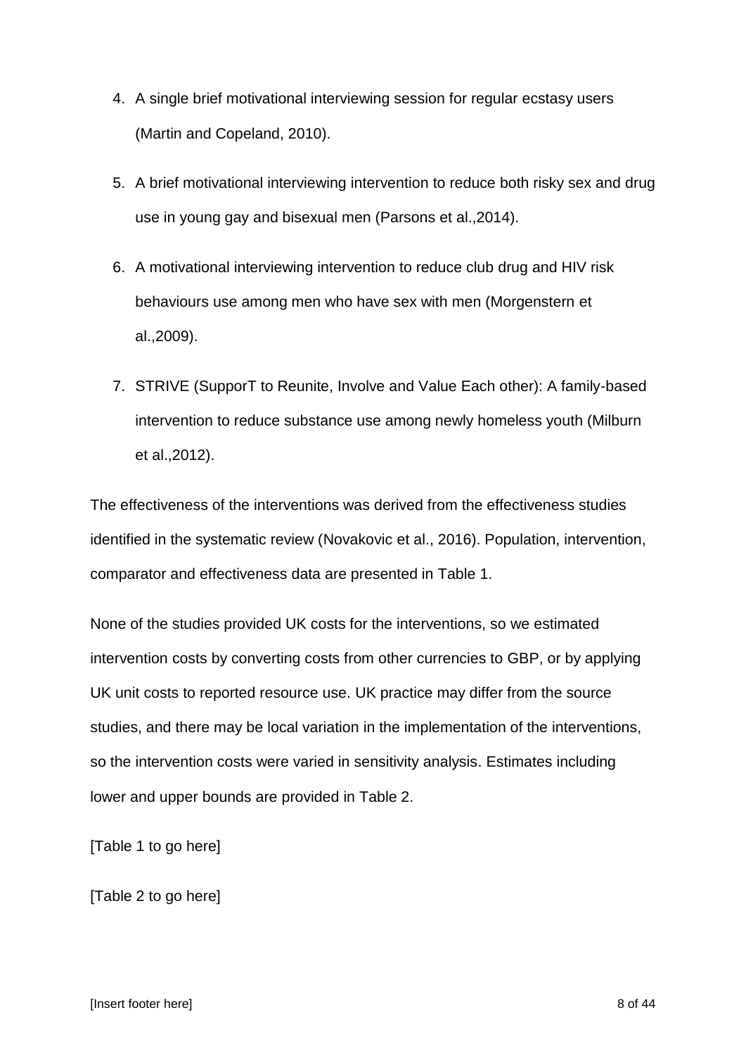4. A single brief motivational interviewing session for regular ecstasy users (Martin and Copeland, 2010).
5. A brief motivational interviewing intervention to reduce both risky sex and drug use in young gay and bisexual men (Parsons et al.,2014).
6. A motivational interviewing intervention to reduce club drug and HIV risk behaviours use among men who have sex with men (Morgenstern et al.,2009).
7. STRIVE (SupporT to Reunite, Involve and Value Each other): A family-based intervention to reduce substance use among newly homeless youth (Milburn et al.,2012).

The effectiveness of the interventions was derived from the effectiveness studies identified in the systematic review (Novakovic et al., 2016). Population, intervention, comparator and effectiveness data are presented in Table 1.

None of the studies provided UK costs for the interventions, so we estimated intervention costs by converting costs from other currencies to GBP, or by applying UK unit costs to reported resource use. UK practice may differ from the source studies, and there may be local variation in the implementation of the interventions, so the intervention costs were varied in sensitivity analysis. Estimates including lower and upper bounds are provided in Table 2.

[Table 1 to go here]

[Table 2 to go here]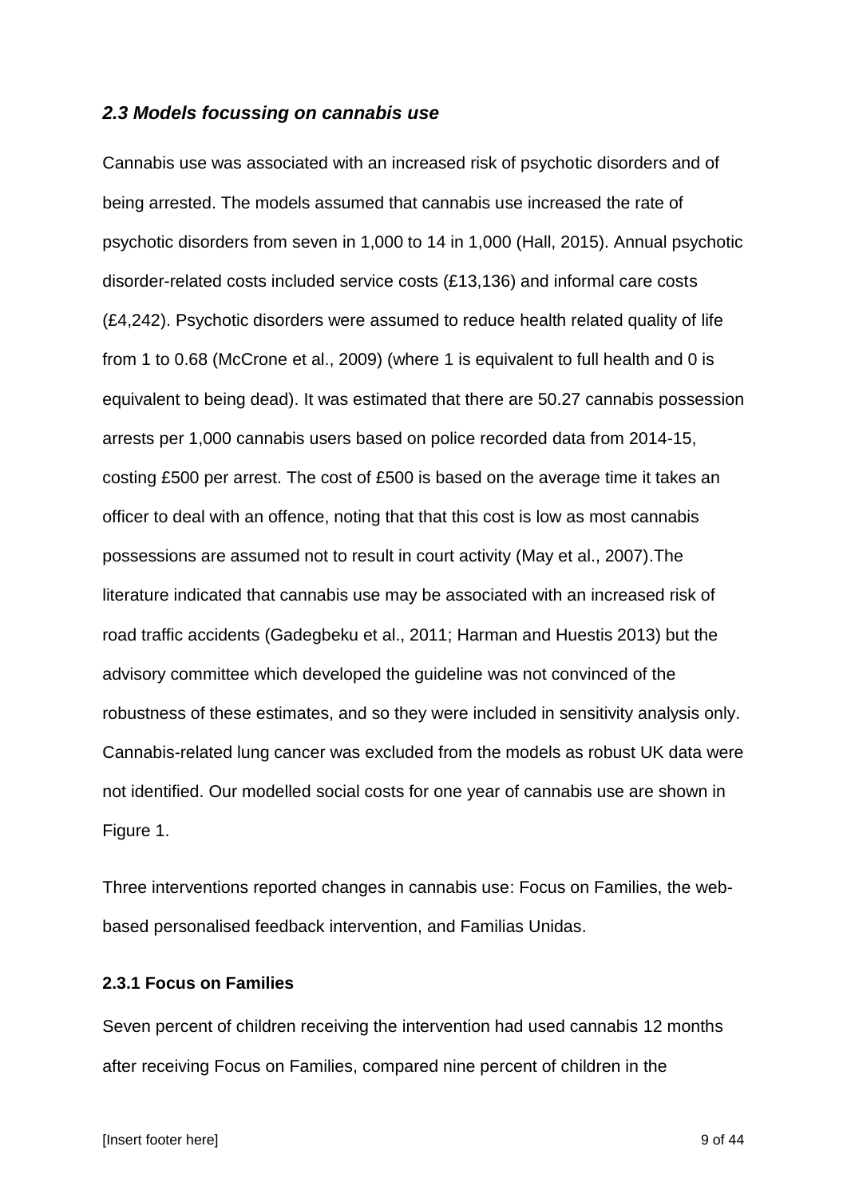### *2.3 Models focussing on cannabis use*

Cannabis use was associated with an increased risk of psychotic disorders and of being arrested. The models assumed that cannabis use increased the rate of psychotic disorders from seven in 1,000 to 14 in 1,000 (Hall, 2015). Annual psychotic disorder-related costs included service costs (£13,136) and informal care costs (£4,242). Psychotic disorders were assumed to reduce health related quality of life from 1 to 0.68 (McCrone et al., 2009) (where 1 is equivalent to full health and 0 is equivalent to being dead). It was estimated that there are 50.27 cannabis possession arrests per 1,000 cannabis users based on police recorded data from 2014-15, costing £500 per arrest. The cost of £500 is based on the average time it takes an officer to deal with an offence, noting that that this cost is low as most cannabis possessions are assumed not to result in court activity (May et al., 2007).The literature indicated that cannabis use may be associated with an increased risk of road traffic accidents (Gadegbeku et al., 2011; Harman and Huestis 2013) but the advisory committee which developed the guideline was not convinced of the robustness of these estimates, and so they were included in sensitivity analysis only. Cannabis-related lung cancer was excluded from the models as robust UK data were not identified. Our modelled social costs for one year of cannabis use are shown in Figure 1.

Three interventions reported changes in cannabis use: Focus on Families, the web-based personalised feedback intervention, and Familias Unidas.

#### 2.3.1 Focus on Families

Seven percent of children receiving the intervention had used cannabis 12 months after receiving Focus on Families, compared nine percent of children in the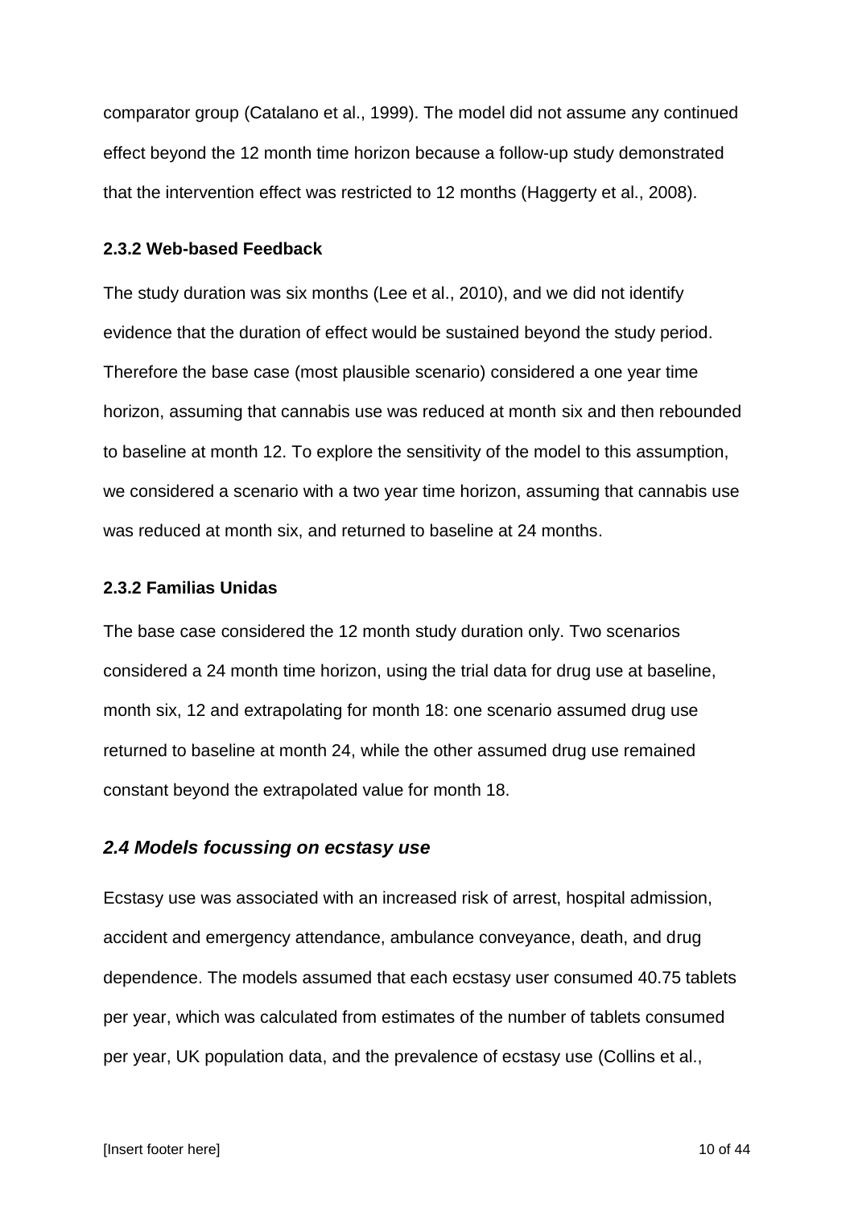comparator group (Catalano et al., 1999). The model did not assume any continued effect beyond the 12 month time horizon because a follow-up study demonstrated that the intervention effect was restricted to 12 months (Haggerty et al., 2008).

#### 2.3.2 Web-based Feedback

The study duration was six months (Lee et al., 2010), and we did not identify evidence that the duration of effect would be sustained beyond the study period. Therefore the base case (most plausible scenario) considered a one year time horizon, assuming that cannabis use was reduced at month six and then rebounded to baseline at month 12. To explore the sensitivity of the model to this assumption, we considered a scenario with a two year time horizon, assuming that cannabis use was reduced at month six, and returned to baseline at 24 months.

#### 2.3.2 Familias Unidas

The base case considered the 12 month study duration only. Two scenarios considered a 24 month time horizon, using the trial data for drug use at baseline, month six, 12 and extrapolating for month 18: one scenario assumed drug use returned to baseline at month 24, while the other assumed drug use remained constant beyond the extrapolated value for month 18.

### *2.4 Models focussing on ecstasy use*

Ecstasy use was associated with an increased risk of arrest, hospital admission, accident and emergency attendance, ambulance conveyance, death, and drug dependence. The models assumed that each ecstasy user consumed 40.75 tablets per year, which was calculated from estimates of the number of tablets consumed per year, UK population data, and the prevalence of ecstasy use (Collins et al.,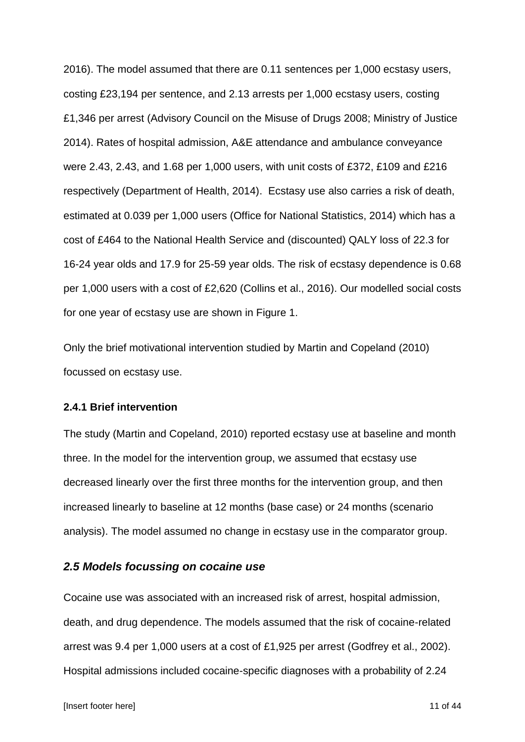2016). The model assumed that there are 0.11 sentences per 1,000 ecstasy users, costing £23,194 per sentence, and 2.13 arrests per 1,000 ecstasy users, costing £1,346 per arrest (Advisory Council on the Misuse of Drugs 2008; Ministry of Justice 2014). Rates of hospital admission, A&E attendance and ambulance conveyance were 2.43, 2.43, and 1.68 per 1,000 users, with unit costs of £372, £109 and £216 respectively (Department of Health, 2014). Ecstasy use also carries a risk of death, estimated at 0.039 per 1,000 users (Office for National Statistics, 2014) which has a cost of £464 to the National Health Service and (discounted) QALY loss of 22.3 for 16-24 year olds and 17.9 for 25-59 year olds. The risk of ecstasy dependence is 0.68 per 1,000 users with a cost of £2,620 (Collins et al., 2016). Our modelled social costs for one year of ecstasy use are shown in Figure 1.

Only the brief motivational intervention studied by Martin and Copeland (2010) focussed on ecstasy use.

#### 2.4.1 Brief intervention

The study (Martin and Copeland, 2010) reported ecstasy use at baseline and month three. In the model for the intervention group, we assumed that ecstasy use decreased linearly over the first three months for the intervention group, and then increased linearly to baseline at 12 months (base case) or 24 months (scenario analysis). The model assumed no change in ecstasy use in the comparator group.

### *2.5 Models focussing on cocaine use*

Cocaine use was associated with an increased risk of arrest, hospital admission, death, and drug dependence. The models assumed that the risk of cocaine-related arrest was 9.4 per 1,000 users at a cost of £1,925 per arrest (Godfrey et al., 2002). Hospital admissions included cocaine-specific diagnoses with a probability of 2.24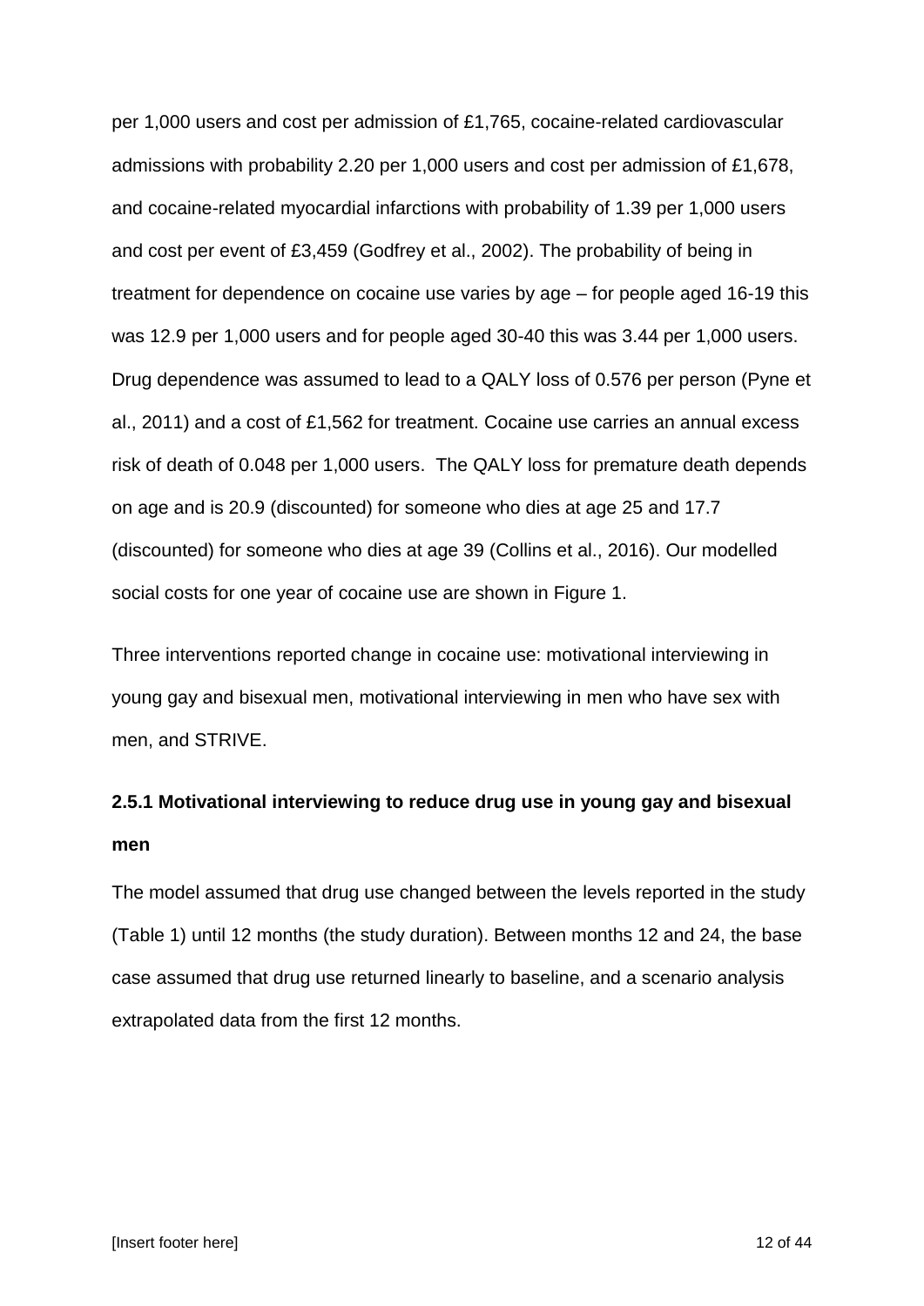per 1,000 users and cost per admission of £1,765, cocaine-related cardiovascular admissions with probability 2.20 per 1,000 users and cost per admission of £1,678, and cocaine-related myocardial infarctions with probability of 1.39 per 1,000 users and cost per event of £3,459 (Godfrey et al., 2002). The probability of being in treatment for dependence on cocaine use varies by age – for people aged 16-19 this was 12.9 per 1,000 users and for people aged 30-40 this was 3.44 per 1,000 users. Drug dependence was assumed to lead to a QALY loss of 0.576 per person (Pyne et al., 2011) and a cost of £1,562 for treatment. Cocaine use carries an annual excess risk of death of 0.048 per 1,000 users. The QALY loss for premature death depends on age and is 20.9 (discounted) for someone who dies at age 25 and 17.7 (discounted) for someone who dies at age 39 (Collins et al., 2016). Our modelled social costs for one year of cocaine use are shown in Figure 1.

Three interventions reported change in cocaine use: motivational interviewing in young gay and bisexual men, motivational interviewing in men who have sex with men, and STRIVE.

### 2.5.1 Motivational interviewing to reduce drug use in young gay and bisexual men

The model assumed that drug use changed between the levels reported in the study (Table 1) until 12 months (the study duration). Between months 12 and 24, the base case assumed that drug use returned linearly to baseline, and a scenario analysis extrapolated data from the first 12 months.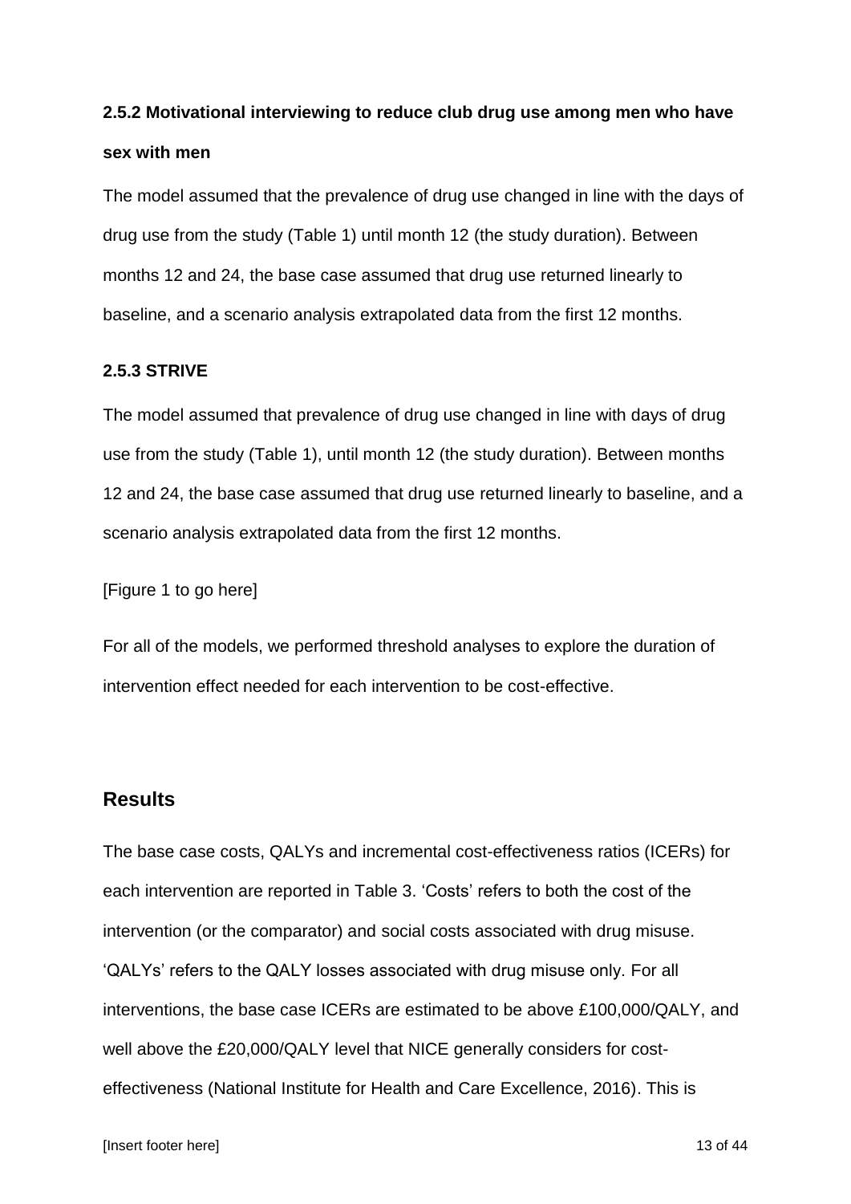### 2.5.2 Motivational interviewing to reduce club drug use among men who have sex with men

The model assumed that the prevalence of drug use changed in line with the days of drug use from the study (Table 1) until month 12 (the study duration). Between months 12 and 24, the base case assumed that drug use returned linearly to baseline, and a scenario analysis extrapolated data from the first 12 months.

### 2.5.3 STRIVE

The model assumed that prevalence of drug use changed in line with days of drug use from the study (Table 1), until month 12 (the study duration). Between months 12 and 24, the base case assumed that drug use returned linearly to baseline, and a scenario analysis extrapolated data from the first 12 months.

[Figure 1 to go here]

For all of the models, we performed threshold analyses to explore the duration of intervention effect needed for each intervention to be cost-effective.

## Results

The base case costs, QALYs and incremental cost-effectiveness ratios (ICERs) for each intervention are reported in Table 3. 'Costs' refers to both the cost of the intervention (or the comparator) and social costs associated with drug misuse. 'QALYs' refers to the QALY losses associated with drug misuse only. For all interventions, the base case ICERs are estimated to be above £100,000/QALY, and well above the £20,000/QALY level that NICE generally considers for cost-effectiveness (National Institute for Health and Care Excellence, 2016). This is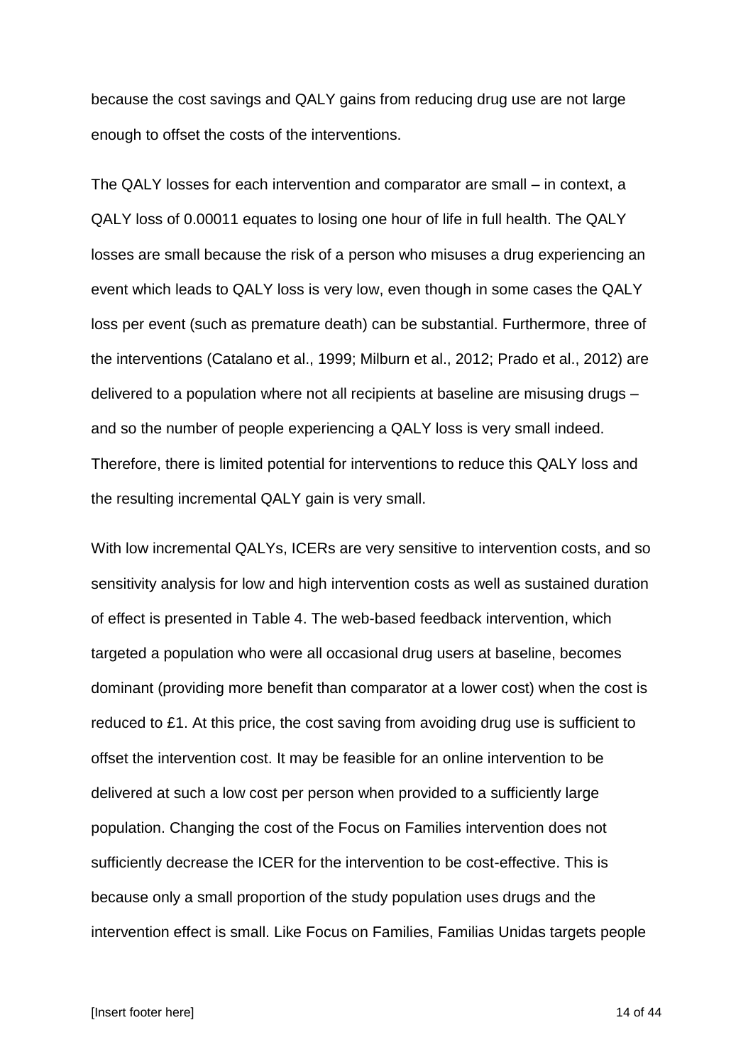because the cost savings and QALY gains from reducing drug use are not large enough to offset the costs of the interventions.

The QALY losses for each intervention and comparator are small – in context, a QALY loss of 0.00011 equates to losing one hour of life in full health. The QALY losses are small because the risk of a person who misuses a drug experiencing an event which leads to QALY loss is very low, even though in some cases the QALY loss per event (such as premature death) can be substantial. Furthermore, three of the interventions (Catalano et al., 1999; Milburn et al., 2012; Prado et al., 2012) are delivered to a population where not all recipients at baseline are misusing drugs – and so the number of people experiencing a QALY loss is very small indeed. Therefore, there is limited potential for interventions to reduce this QALY loss and the resulting incremental QALY gain is very small.

With low incremental QALYs, ICERs are very sensitive to intervention costs, and so sensitivity analysis for low and high intervention costs as well as sustained duration of effect is presented in Table 4. The web-based feedback intervention, which targeted a population who were all occasional drug users at baseline, becomes dominant (providing more benefit than comparator at a lower cost) when the cost is reduced to £1. At this price, the cost saving from avoiding drug use is sufficient to offset the intervention cost. It may be feasible for an online intervention to be delivered at such a low cost per person when provided to a sufficiently large population. Changing the cost of the Focus on Families intervention does not sufficiently decrease the ICER for the intervention to be cost-effective. This is because only a small proportion of the study population uses drugs and the intervention effect is small. Like Focus on Families, Familias Unidas targets people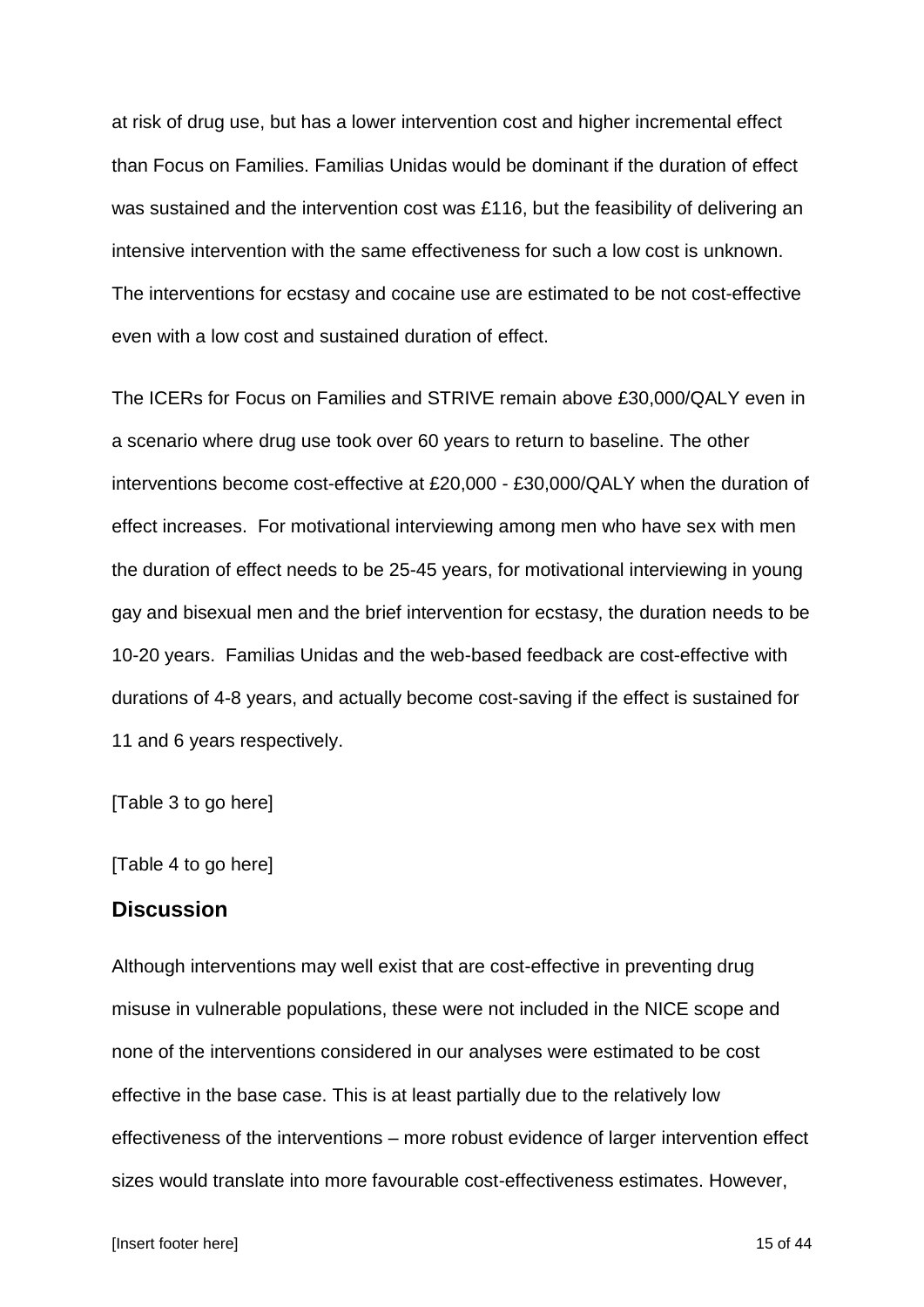at risk of drug use, but has a lower intervention cost and higher incremental effect than Focus on Families. Familias Unidas would be dominant if the duration of effect was sustained and the intervention cost was £116, but the feasibility of delivering an intensive intervention with the same effectiveness for such a low cost is unknown. The interventions for ecstasy and cocaine use are estimated to be not cost-effective even with a low cost and sustained duration of effect.

The ICERs for Focus on Families and STRIVE remain above £30,000/QALY even in a scenario where drug use took over 60 years to return to baseline. The other interventions become cost-effective at £20,000 - £30,000/QALY when the duration of effect increases. For motivational interviewing among men who have sex with men the duration of effect needs to be 25-45 years, for motivational interviewing in young gay and bisexual men and the brief intervention for ecstasy, the duration needs to be 10-20 years. Familias Unidas and the web-based feedback are cost-effective with durations of 4-8 years, and actually become cost-saving if the effect is sustained for 11 and 6 years respectively.

[Table 3 to go here]

[Table 4 to go here]

## Discussion

Although interventions may well exist that are cost-effective in preventing drug misuse in vulnerable populations, these were not included in the NICE scope and none of the interventions considered in our analyses were estimated to be cost effective in the base case. This is at least partially due to the relatively low effectiveness of the interventions – more robust evidence of larger intervention effect sizes would translate into more favourable cost-effectiveness estimates. However,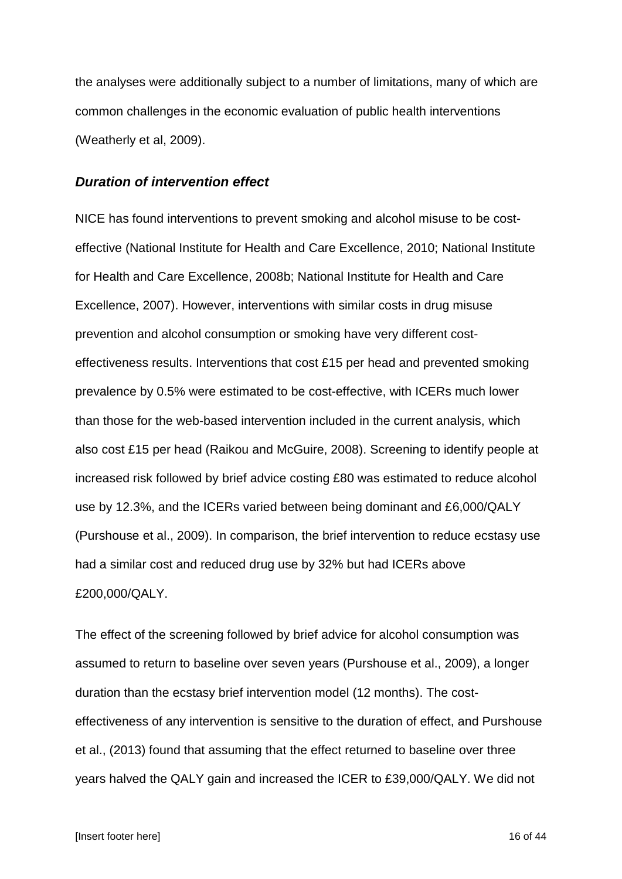the analyses were additionally subject to a number of limitations, many of which are common challenges in the economic evaluation of public health interventions (Weatherly et al, 2009).

### *Duration of intervention effect*

NICE has found interventions to prevent smoking and alcohol misuse to be cost-effective (National Institute for Health and Care Excellence, 2010; National Institute for Health and Care Excellence, 2008b; National Institute for Health and Care Excellence, 2007). However, interventions with similar costs in drug misuse prevention and alcohol consumption or smoking have very different cost-effectiveness results. Interventions that cost £15 per head and prevented smoking prevalence by 0.5% were estimated to be cost-effective, with ICERs much lower than those for the web-based intervention included in the current analysis, which also cost £15 per head (Raikou and McGuire, 2008). Screening to identify people at increased risk followed by brief advice costing £80 was estimated to reduce alcohol use by 12.3%, and the ICERs varied between being dominant and £6,000/QALY (Purshouse et al., 2009). In comparison, the brief intervention to reduce ecstasy use had a similar cost and reduced drug use by 32% but had ICERs above £200,000/QALY.

The effect of the screening followed by brief advice for alcohol consumption was assumed to return to baseline over seven years (Purshouse et al., 2009), a longer duration than the ecstasy brief intervention model (12 months). The cost-effectiveness of any intervention is sensitive to the duration of effect, and Purshouse et al., (2013) found that assuming that the effect returned to baseline over three years halved the QALY gain and increased the ICER to £39,000/QALY. We did not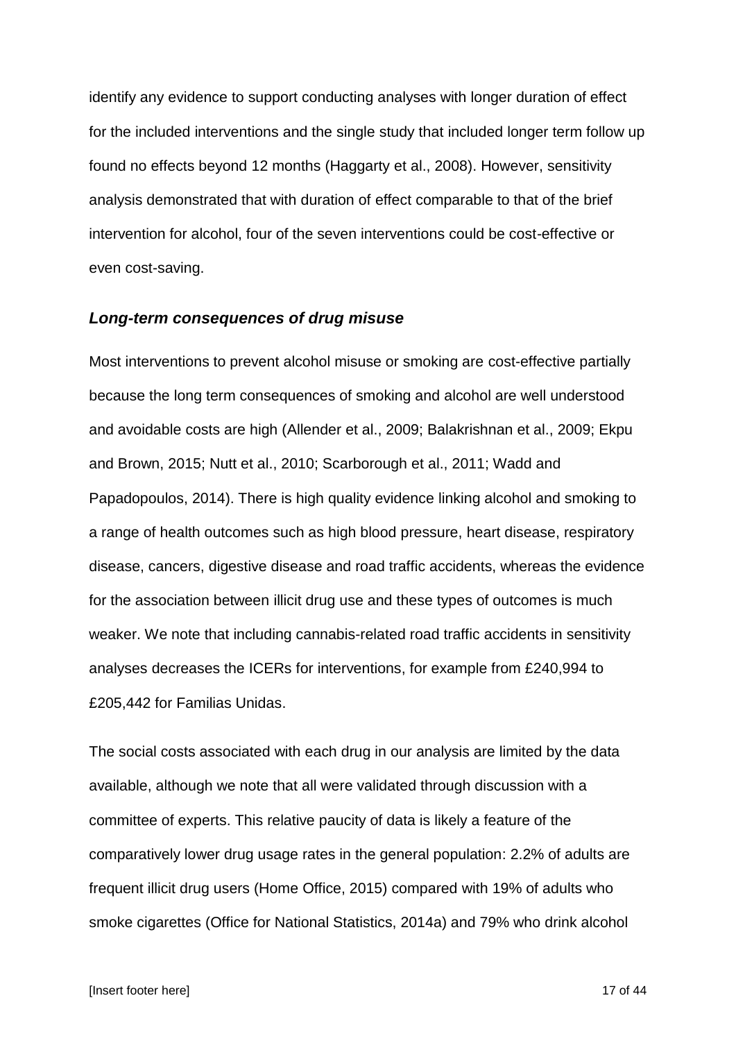identify any evidence to support conducting analyses with longer duration of effect for the included interventions and the single study that included longer term follow up found no effects beyond 12 months (Haggarty et al., 2008). However, sensitivity analysis demonstrated that with duration of effect comparable to that of the brief intervention for alcohol, four of the seven interventions could be cost-effective or even cost-saving.

### *Long-term consequences of drug misuse*

Most interventions to prevent alcohol misuse or smoking are cost-effective partially because the long term consequences of smoking and alcohol are well understood and avoidable costs are high (Allender et al., 2009; Balakrishnan et al., 2009; Ekpu and Brown, 2015; Nutt et al., 2010; Scarborough et al., 2011; Wadd and Papadopoulos, 2014). There is high quality evidence linking alcohol and smoking to a range of health outcomes such as high blood pressure, heart disease, respiratory disease, cancers, digestive disease and road traffic accidents, whereas the evidence for the association between illicit drug use and these types of outcomes is much weaker. We note that including cannabis-related road traffic accidents in sensitivity analyses decreases the ICERs for interventions, for example from £240,994 to £205,442 for Familias Unidas.

The social costs associated with each drug in our analysis are limited by the data available, although we note that all were validated through discussion with a committee of experts. This relative paucity of data is likely a feature of the comparatively lower drug usage rates in the general population: 2.2% of adults are frequent illicit drug users (Home Office, 2015) compared with 19% of adults who smoke cigarettes (Office for National Statistics, 2014a) and 79% who drink alcohol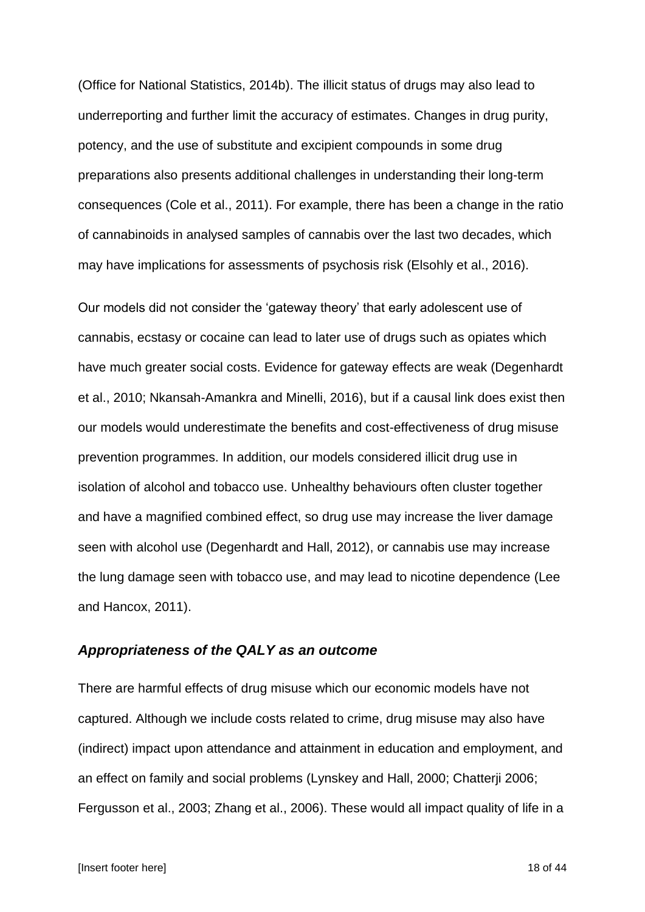(Office for National Statistics, 2014b). The illicit status of drugs may also lead to underreporting and further limit the accuracy of estimates. Changes in drug purity, potency, and the use of substitute and excipient compounds in some drug preparations also presents additional challenges in understanding their long-term consequences (Cole et al., 2011). For example, there has been a change in the ratio of cannabinoids in analysed samples of cannabis over the last two decades, which may have implications for assessments of psychosis risk (Elsohly et al., 2016).

Our models did not consider the 'gateway theory' that early adolescent use of cannabis, ecstasy or cocaine can lead to later use of drugs such as opiates which have much greater social costs. Evidence for gateway effects are weak (Degenhardt et al., 2010; Nkansah-Amankra and Minelli, 2016), but if a causal link does exist then our models would underestimate the benefits and cost-effectiveness of drug misuse prevention programmes. In addition, our models considered illicit drug use in isolation of alcohol and tobacco use. Unhealthy behaviours often cluster together and have a magnified combined effect, so drug use may increase the liver damage seen with alcohol use (Degenhardt and Hall, 2012), or cannabis use may increase the lung damage seen with tobacco use, and may lead to nicotine dependence (Lee and Hancox, 2011).

### *Appropriateness of the QALY as an outcome*

There are harmful effects of drug misuse which our economic models have not captured. Although we include costs related to crime, drug misuse may also have (indirect) impact upon attendance and attainment in education and employment, and an effect on family and social problems (Lynskey and Hall, 2000; Chatterji 2006; Fergusson et al., 2003; Zhang et al., 2006). These would all impact quality of life in a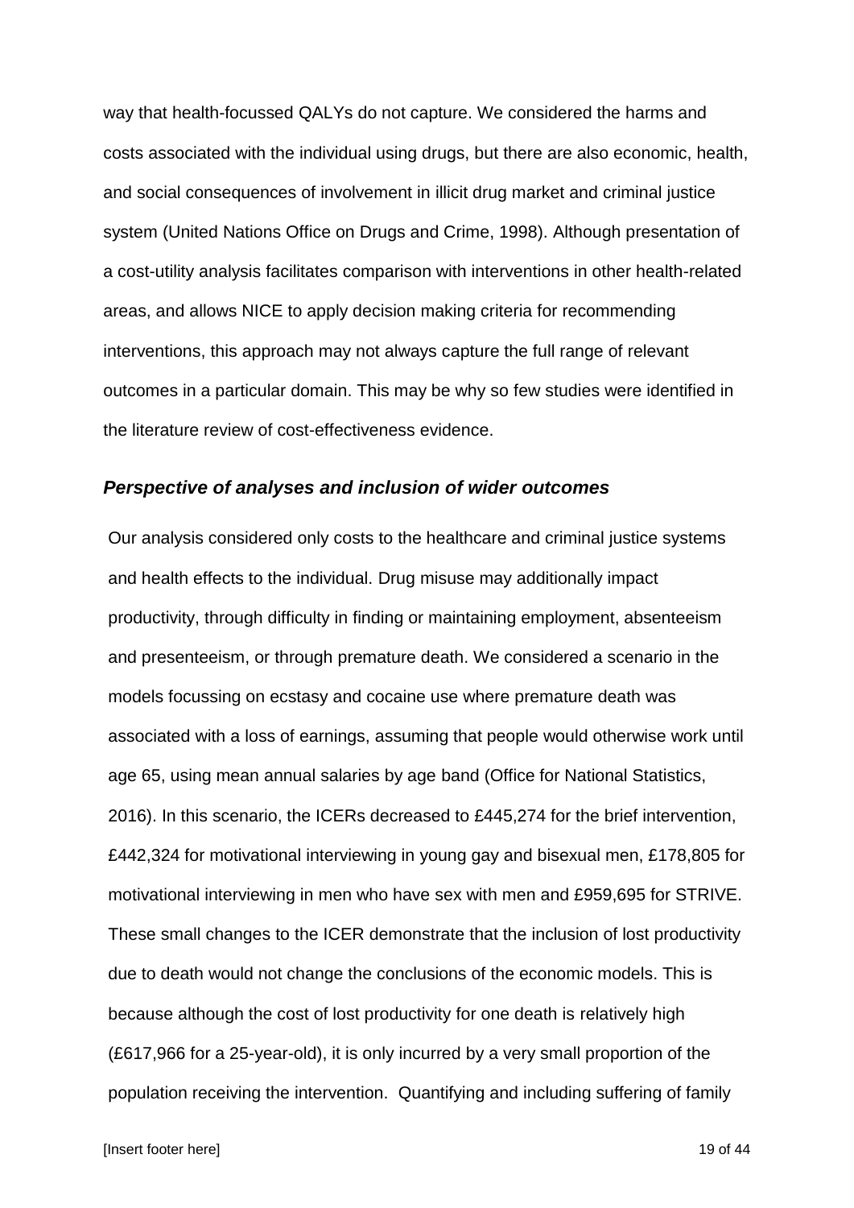way that health-focussed QALYs do not capture. We considered the harms and costs associated with the individual using drugs, but there are also economic, health, and social consequences of involvement in illicit drug market and criminal justice system (United Nations Office on Drugs and Crime, 1998). Although presentation of a cost-utility analysis facilitates comparison with interventions in other health-related areas, and allows NICE to apply decision making criteria for recommending interventions, this approach may not always capture the full range of relevant outcomes in a particular domain. This may be why so few studies were identified in the literature review of cost-effectiveness evidence.

### *Perspective of analyses and inclusion of wider outcomes*

Our analysis considered only costs to the healthcare and criminal justice systems and health effects to the individual. Drug misuse may additionally impact productivity, through difficulty in finding or maintaining employment, absenteeism and presenteeism, or through premature death. We considered a scenario in the models focussing on ecstasy and cocaine use where premature death was associated with a loss of earnings, assuming that people would otherwise work until age 65, using mean annual salaries by age band (Office for National Statistics, 2016). In this scenario, the ICERs decreased to £445,274 for the brief intervention, £442,324 for motivational interviewing in young gay and bisexual men, £178,805 for motivational interviewing in men who have sex with men and £959,695 for STRIVE. These small changes to the ICER demonstrate that the inclusion of lost productivity due to death would not change the conclusions of the economic models. This is because although the cost of lost productivity for one death is relatively high (£617,966 for a 25-year-old), it is only incurred by a very small proportion of the population receiving the intervention. Quantifying and including suffering of family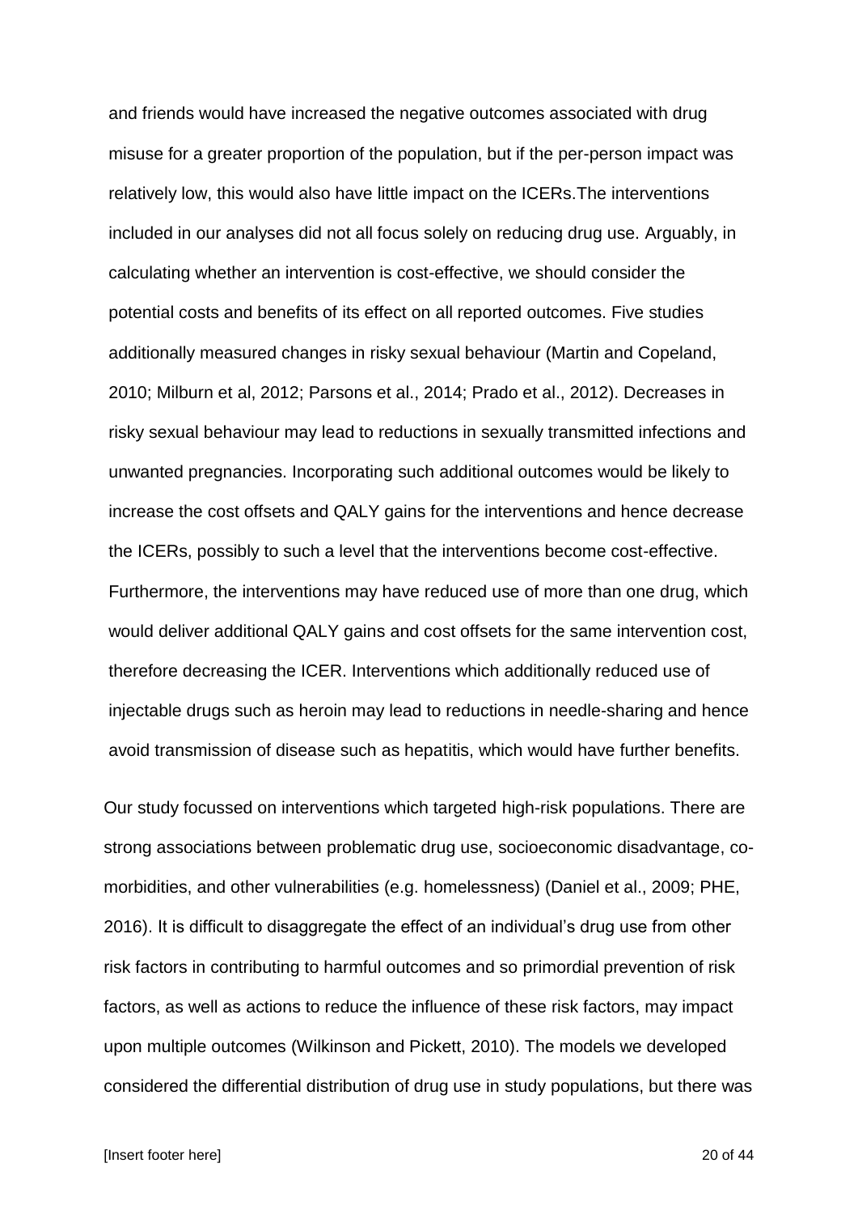and friends would have increased the negative outcomes associated with drug misuse for a greater proportion of the population, but if the per-person impact was relatively low, this would also have little impact on the ICERs.The interventions included in our analyses did not all focus solely on reducing drug use. Arguably, in calculating whether an intervention is cost-effective, we should consider the potential costs and benefits of its effect on all reported outcomes. Five studies additionally measured changes in risky sexual behaviour (Martin and Copeland, 2010; Milburn et al, 2012; Parsons et al., 2014; Prado et al., 2012). Decreases in risky sexual behaviour may lead to reductions in sexually transmitted infections and unwanted pregnancies. Incorporating such additional outcomes would be likely to increase the cost offsets and QALY gains for the interventions and hence decrease the ICERs, possibly to such a level that the interventions become cost-effective. Furthermore, the interventions may have reduced use of more than one drug, which would deliver additional QALY gains and cost offsets for the same intervention cost, therefore decreasing the ICER. Interventions which additionally reduced use of injectable drugs such as heroin may lead to reductions in needle-sharing and hence avoid transmission of disease such as hepatitis, which would have further benefits.

Our study focussed on interventions which targeted high-risk populations. There are strong associations between problematic drug use, socioeconomic disadvantage, co-morbidities, and other vulnerabilities (e.g. homelessness) (Daniel et al., 2009; PHE, 2016). It is difficult to disaggregate the effect of an individual's drug use from other risk factors in contributing to harmful outcomes and so primordial prevention of risk factors, as well as actions to reduce the influence of these risk factors, may impact upon multiple outcomes (Wilkinson and Pickett, 2010). The models we developed considered the differential distribution of drug use in study populations, but there was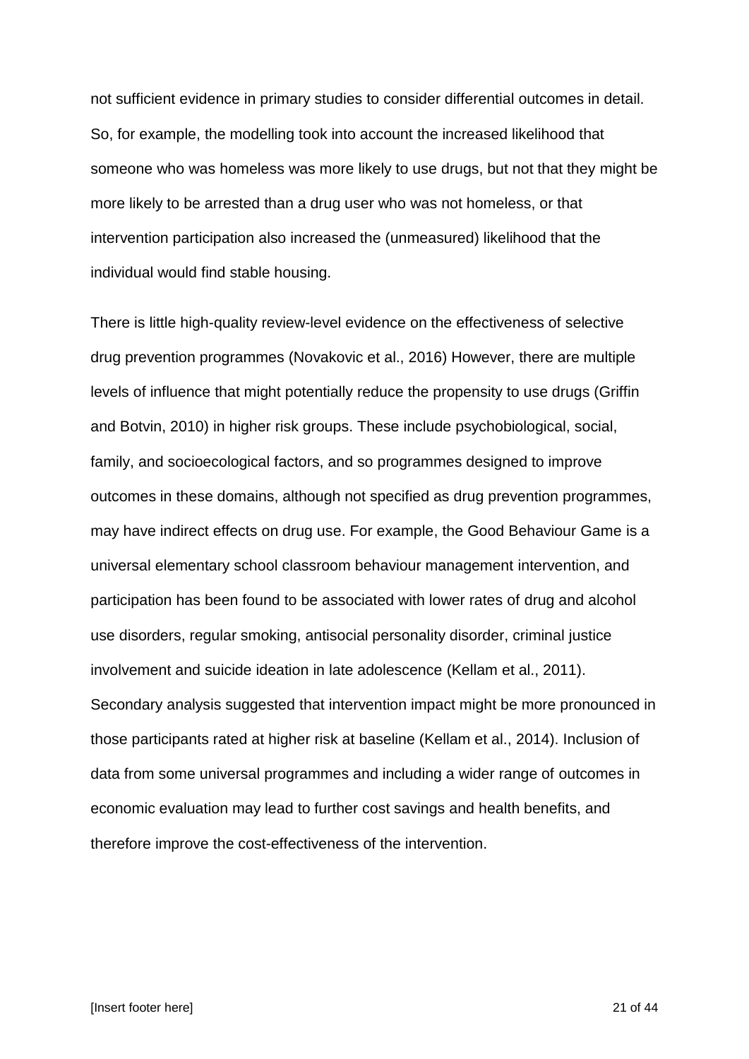not sufficient evidence in primary studies to consider differential outcomes in detail. So, for example, the modelling took into account the increased likelihood that someone who was homeless was more likely to use drugs, but not that they might be more likely to be arrested than a drug user who was not homeless, or that intervention participation also increased the (unmeasured) likelihood that the individual would find stable housing.

There is little high-quality review-level evidence on the effectiveness of selective drug prevention programmes (Novakovic et al., 2016) However, there are multiple levels of influence that might potentially reduce the propensity to use drugs (Griffin and Botvin, 2010) in higher risk groups. These include psychobiological, social, family, and socioecological factors, and so programmes designed to improve outcomes in these domains, although not specified as drug prevention programmes, may have indirect effects on drug use. For example, the Good Behaviour Game is a universal elementary school classroom behaviour management intervention, and participation has been found to be associated with lower rates of drug and alcohol use disorders, regular smoking, antisocial personality disorder, criminal justice involvement and suicide ideation in late adolescence (Kellam et al., 2011). Secondary analysis suggested that intervention impact might be more pronounced in those participants rated at higher risk at baseline (Kellam et al., 2014). Inclusion of data from some universal programmes and including a wider range of outcomes in economic evaluation may lead to further cost savings and health benefits, and therefore improve the cost-effectiveness of the intervention.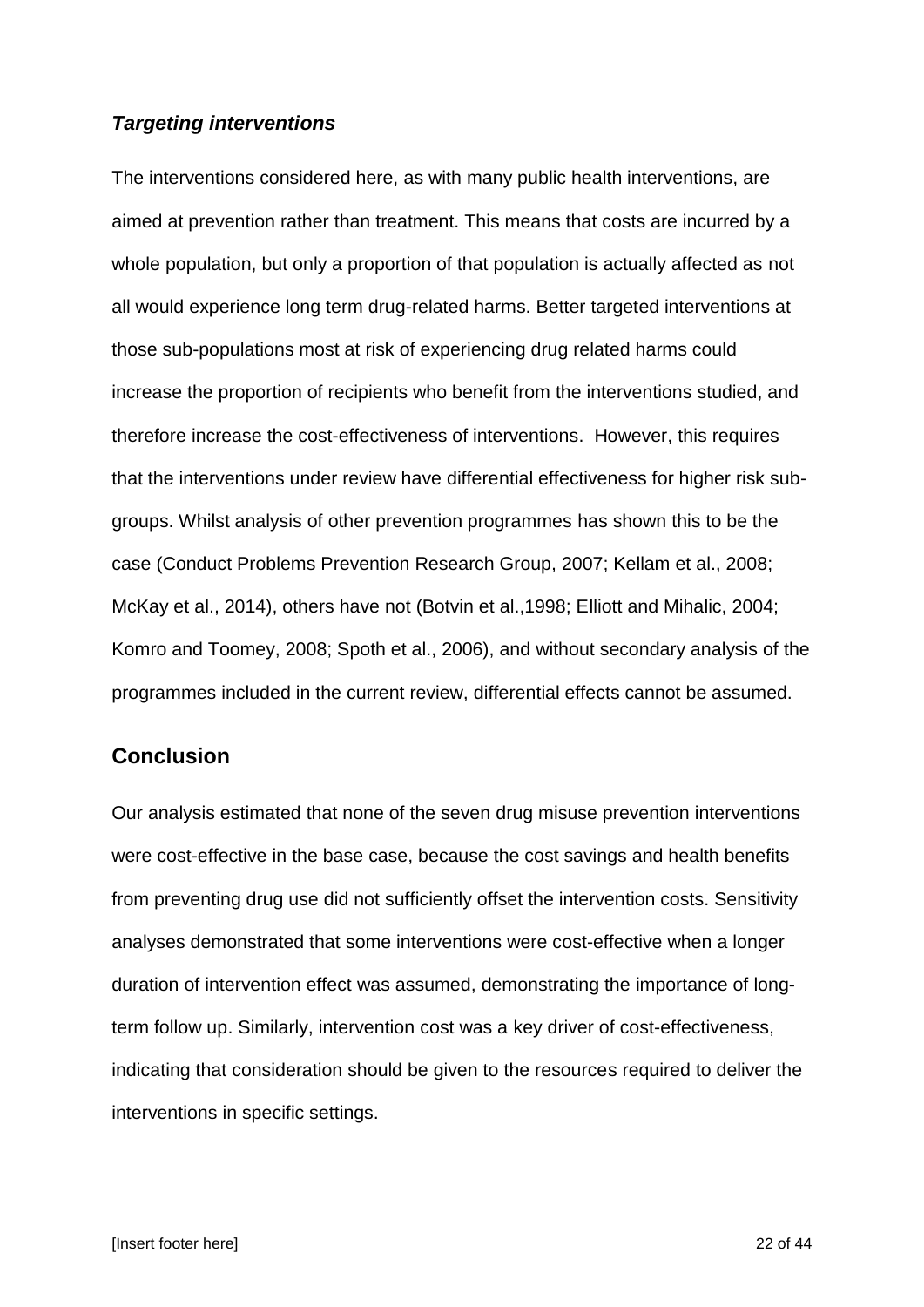### *Targeting interventions*

The interventions considered here, as with many public health interventions, are aimed at prevention rather than treatment. This means that costs are incurred by a whole population, but only a proportion of that population is actually affected as not all would experience long term drug-related harms. Better targeted interventions at those sub-populations most at risk of experiencing drug related harms could increase the proportion of recipients who benefit from the interventions studied, and therefore increase the cost-effectiveness of interventions. However, this requires that the interventions under review have differential effectiveness for higher risk sub-groups. Whilst analysis of other prevention programmes has shown this to be the case (Conduct Problems Prevention Research Group, 2007; Kellam et al., 2008; McKay et al., 2014), others have not (Botvin et al.,1998; Elliott and Mihalic, 2004; Komro and Toomey, 2008; Spoth et al., 2006), and without secondary analysis of the programmes included in the current review, differential effects cannot be assumed.

## Conclusion

Our analysis estimated that none of the seven drug misuse prevention interventions were cost-effective in the base case, because the cost savings and health benefits from preventing drug use did not sufficiently offset the intervention costs. Sensitivity analyses demonstrated that some interventions were cost-effective when a longer duration of intervention effect was assumed, demonstrating the importance of long-term follow up. Similarly, intervention cost was a key driver of cost-effectiveness, indicating that consideration should be given to the resources required to deliver the interventions in specific settings.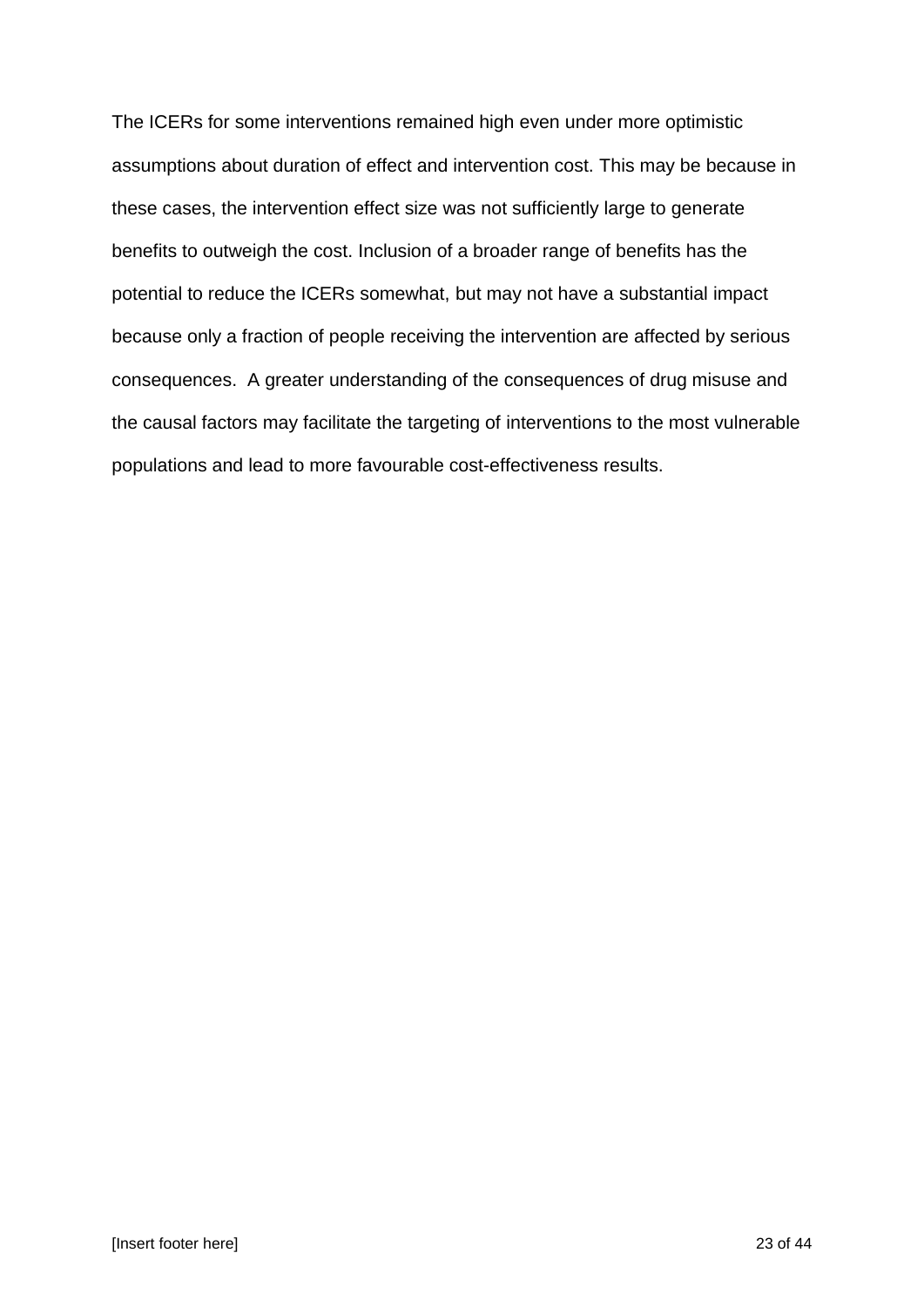The ICERs for some interventions remained high even under more optimistic assumptions about duration of effect and intervention cost. This may be because in these cases, the intervention effect size was not sufficiently large to generate benefits to outweigh the cost. Inclusion of a broader range of benefits has the potential to reduce the ICERs somewhat, but may not have a substantial impact because only a fraction of people receiving the intervention are affected by serious consequences. A greater understanding of the consequences of drug misuse and the causal factors may facilitate the targeting of interventions to the most vulnerable populations and lead to more favourable cost-effectiveness results.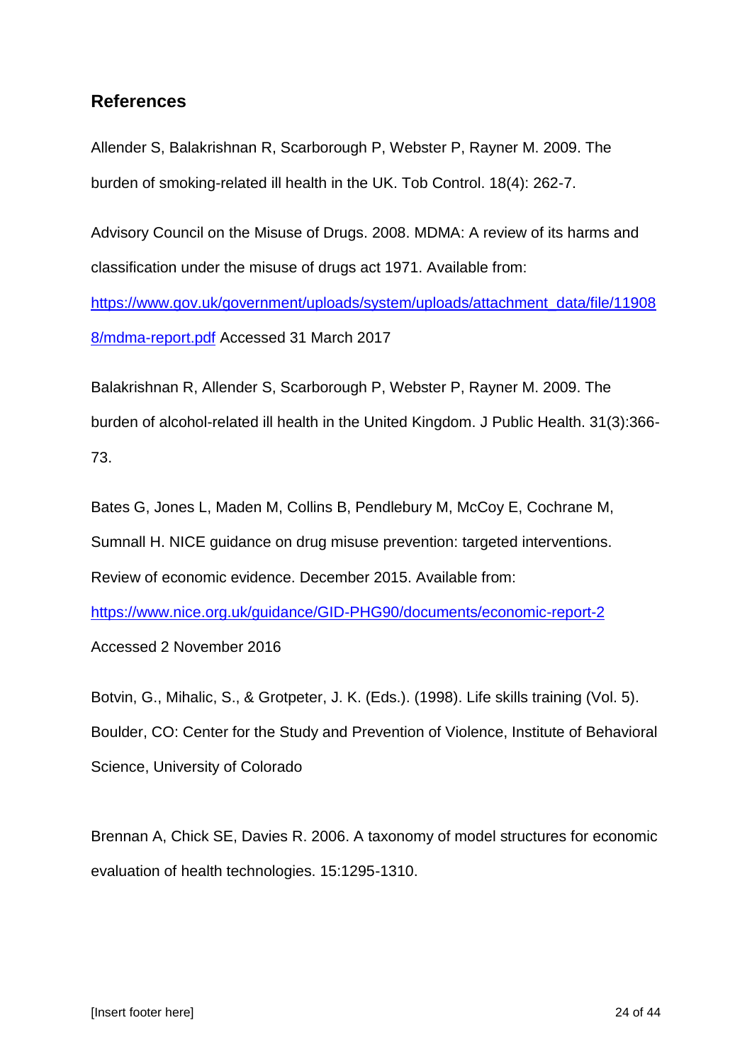## References

Allender S, Balakrishnan R, Scarborough P, Webster P, Rayner M. 2009. The burden of smoking-related ill health in the UK. Tob Control. 18(4): 262-7.

Advisory Council on the Misuse of Drugs. 2008. MDMA: A review of its harms and classification under the misuse of drugs act 1971. Available from: https://www.gov.uk/government/uploads/system/uploads/attachment_data/file/119088/mdma-report.pdf Accessed 31 March 2017

Balakrishnan R, Allender S, Scarborough P, Webster P, Rayner M. 2009. The burden of alcohol-related ill health in the United Kingdom. J Public Health. 31(3):366-73.

Bates G, Jones L, Maden M, Collins B, Pendlebury M, McCoy E, Cochrane M, Sumnall H. NICE guidance on drug misuse prevention: targeted interventions. Review of economic evidence. December 2015. Available from: https://www.nice.org.uk/guidance/GID-PHG90/documents/economic-report-2 Accessed 2 November 2016

Botvin, G., Mihalic, S., & Grotpeter, J. K. (Eds.). (1998). Life skills training (Vol. 5). Boulder, CO: Center for the Study and Prevention of Violence, Institute of Behavioral Science, University of Colorado

Brennan A, Chick SE, Davies R. 2006. A taxonomy of model structures for economic evaluation of health technologies. 15:1295-1310.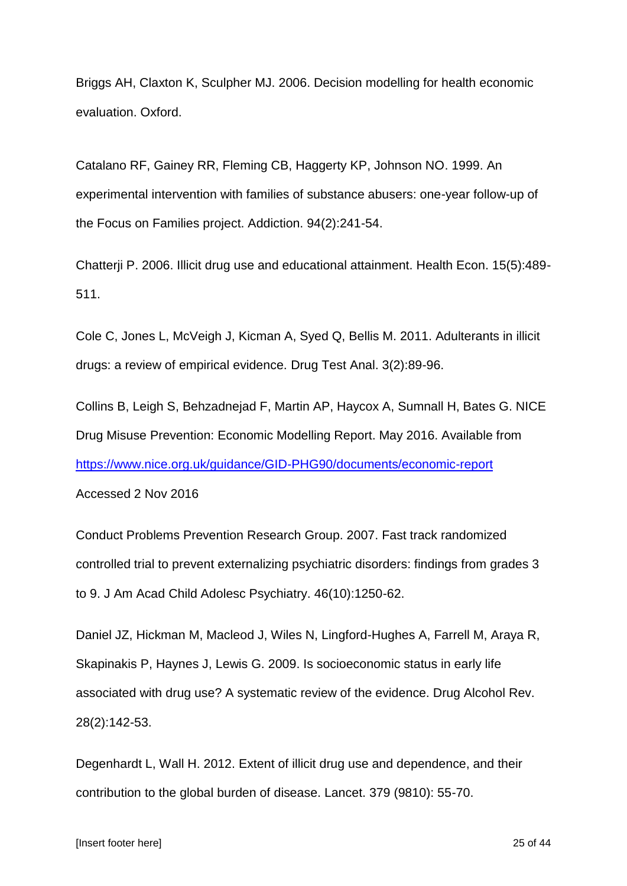Briggs AH, Claxton K, Sculpher MJ. 2006. Decision modelling for health economic evaluation. Oxford.

Catalano RF, Gainey RR, Fleming CB, Haggerty KP, Johnson NO. 1999. An experimental intervention with families of substance abusers: one-year follow-up of the Focus on Families project. Addiction. 94(2):241-54.

Chatterji P. 2006. Illicit drug use and educational attainment. Health Econ. 15(5):489-511.

Cole C, Jones L, McVeigh J, Kicman A, Syed Q, Bellis M. 2011. Adulterants in illicit drugs: a review of empirical evidence. Drug Test Anal. 3(2):89-96.

Collins B, Leigh S, Behzadnejad F, Martin AP, Haycox A, Sumnall H, Bates G. NICE Drug Misuse Prevention: Economic Modelling Report. May 2016. Available from https://www.nice.org.uk/guidance/GID-PHG90/documents/economic-report Accessed 2 Nov 2016

Conduct Problems Prevention Research Group. 2007. Fast track randomized controlled trial to prevent externalizing psychiatric disorders: findings from grades 3 to 9. J Am Acad Child Adolesc Psychiatry. 46(10):1250-62.

Daniel JZ, Hickman M, Macleod J, Wiles N, Lingford-Hughes A, Farrell M, Araya R, Skapinakis P, Haynes J, Lewis G. 2009. Is socioeconomic status in early life associated with drug use? A systematic review of the evidence. Drug Alcohol Rev. 28(2):142-53.

Degenhardt L, Wall H. 2012. Extent of illicit drug use and dependence, and their contribution to the global burden of disease. Lancet. 379 (9810): 55-70.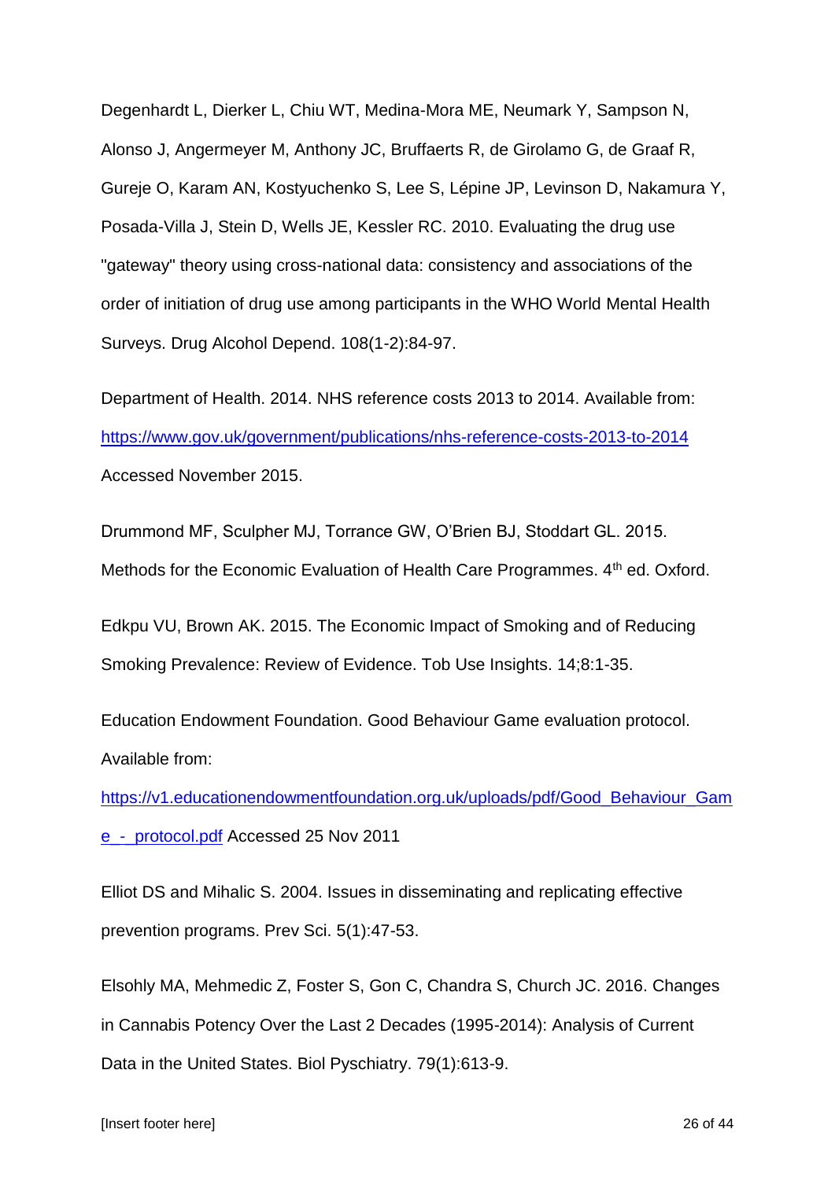Degenhardt L, Dierker L, Chiu WT, Medina-Mora ME, Neumark Y, Sampson N, Alonso J, Angermeyer M, Anthony JC, Bruffaerts R, de Girolamo G, de Graaf R, Gureje O, Karam AN, Kostyuchenko S, Lee S, Lépine JP, Levinson D, Nakamura Y, Posada-Villa J, Stein D, Wells JE, Kessler RC. 2010. Evaluating the drug use "gateway" theory using cross-national data: consistency and associations of the order of initiation of drug use among participants in the WHO World Mental Health Surveys. Drug Alcohol Depend. 108(1-2):84-97.

Department of Health. 2014. NHS reference costs 2013 to 2014. Available from: [https://www.gov.uk/government/publications/nhs-reference-costs-2013-to-2014](https://www.gov.uk/government/publications/nhs-reference-costs-2013-to-2014) Accessed November 2015.

Drummond MF, Sculpher MJ, Torrance GW, O'Brien BJ, Stoddart GL. 2015. Methods for the Economic Evaluation of Health Care Programmes. 4th ed. Oxford.

Edkpu VU, Brown AK. 2015. The Economic Impact of Smoking and of Reducing Smoking Prevalence: Review of Evidence. Tob Use Insights. 14;8:1-35.

Education Endowment Foundation. Good Behaviour Game evaluation protocol. Available from: [https://v1.educationendowmentfoundation.org.uk/uploads/pdf/Good_Behaviour_Game_-_protocol.pdf](https://v1.educationendowmentfoundation.org.uk/uploads/pdf/Good_Behaviour_Game_-_protocol.pdf) Accessed 25 Nov 2011

Elliot DS and Mihalic S. 2004. Issues in disseminating and replicating effective prevention programs. Prev Sci. 5(1):47-53.

Elsohly MA, Mehmedic Z, Foster S, Gon C, Chandra S, Church JC. 2016. Changes in Cannabis Potency Over the Last 2 Decades (1995-2014): Analysis of Current Data in the United States. Biol Psychiatry. 79(1):613-9.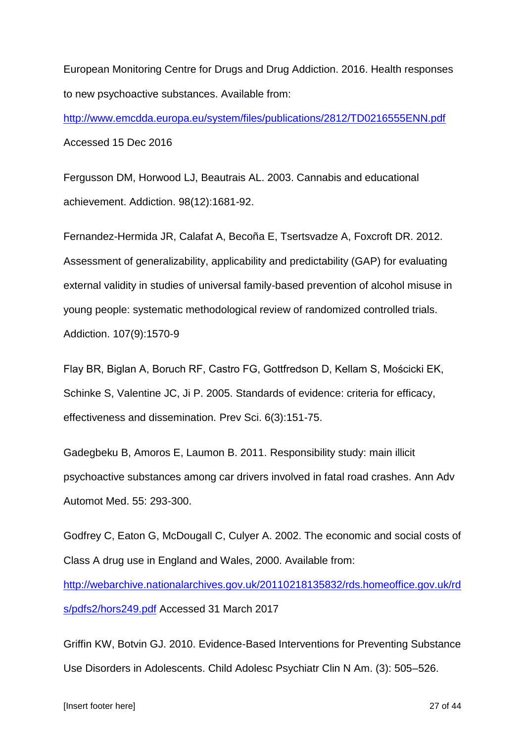European Monitoring Centre for Drugs and Drug Addiction. 2016. Health responses to new psychoactive substances. Available from: http://www.emcdda.europa.eu/system/files/publications/2812/TD0216555ENN.pdf Accessed 15 Dec 2016

Fergusson DM, Horwood LJ, Beautrais AL. 2003. Cannabis and educational achievement. Addiction. 98(12):1681-92.

Fernandez-Hermida JR, Calafat A, Becoña E, Tsertsvadze A, Foxcroft DR. 2012. Assessment of generalizability, applicability and predictability (GAP) for evaluating external validity in studies of universal family-based prevention of alcohol misuse in young people: systematic methodological review of randomized controlled trials. Addiction. 107(9):1570-9

Flay BR, Biglan A, Boruch RF, Castro FG, Gottfredson D, Kellam S, Mościcki EK, Schinke S, Valentine JC, Ji P. 2005. Standards of evidence: criteria for efficacy, effectiveness and dissemination. Prev Sci. 6(3):151-75.

Gadegbeku B, Amoros E, Laumon B. 2011. Responsibility study: main illicit psychoactive substances among car drivers involved in fatal road crashes. Ann Adv Automot Med. 55: 293-300.

Godfrey C, Eaton G, McDougall C, Culyer A. 2002. The economic and social costs of Class A drug use in England and Wales, 2000. Available from: http://webarchive.nationalarchives.gov.uk/20110218135832/rds.homeoffice.gov.uk/rds/pdfs2/hors249.pdf Accessed 31 March 2017

Griffin KW, Botvin GJ. 2010. Evidence-Based Interventions for Preventing Substance Use Disorders in Adolescents. Child Adolesc Psychiatr Clin N Am. (3): 505–526.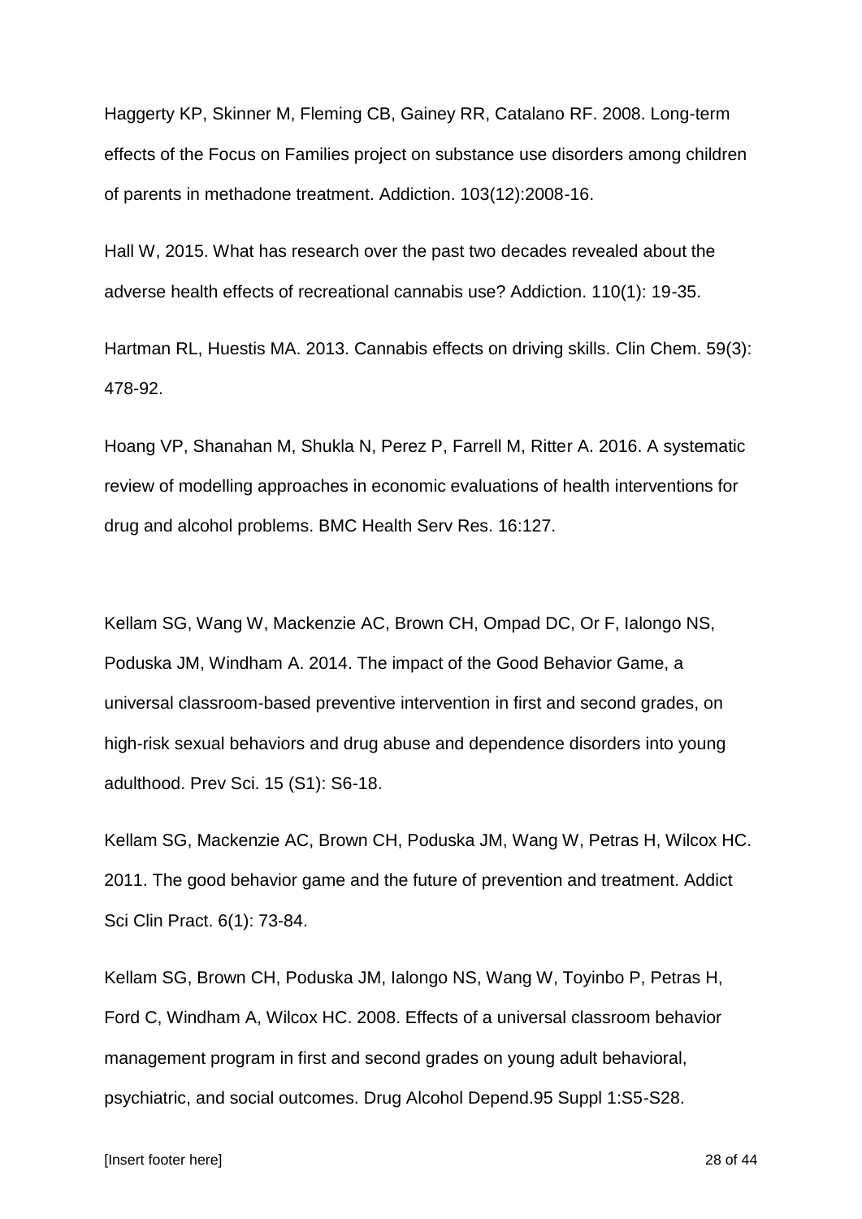Haggerty KP, Skinner M, Fleming CB, Gainey RR, Catalano RF. 2008. Long-term effects of the Focus on Families project on substance use disorders among children of parents in methadone treatment. Addiction. 103(12):2008-16.

Hall W, 2015. What has research over the past two decades revealed about the adverse health effects of recreational cannabis use? Addiction. 110(1): 19-35.

Hartman RL, Huestis MA. 2013. Cannabis effects on driving skills. Clin Chem. 59(3): 478-92.

Hoang VP, Shanahan M, Shukla N, Perez P, Farrell M, Ritter A. 2016. A systematic review of modelling approaches in economic evaluations of health interventions for drug and alcohol problems. BMC Health Serv Res. 16:127.

Kellam SG, Wang W, Mackenzie AC, Brown CH, Ompad DC, Or F, Ialongo NS, Poduska JM, Windham A. 2014. The impact of the Good Behavior Game, a universal classroom-based preventive intervention in first and second grades, on high-risk sexual behaviors and drug abuse and dependence disorders into young adulthood. Prev Sci. 15 (S1): S6-18.

Kellam SG, Mackenzie AC, Brown CH, Poduska JM, Wang W, Petras H, Wilcox HC. 2011. The good behavior game and the future of prevention and treatment. Addict Sci Clin Pract. 6(1): 73-84.

Kellam SG, Brown CH, Poduska JM, Ialongo NS, Wang W, Toyinbo P, Petras H, Ford C, Windham A, Wilcox HC. 2008. Effects of a universal classroom behavior management program in first and second grades on young adult behavioral, psychiatric, and social outcomes. Drug Alcohol Depend.95 Suppl 1:S5-S28.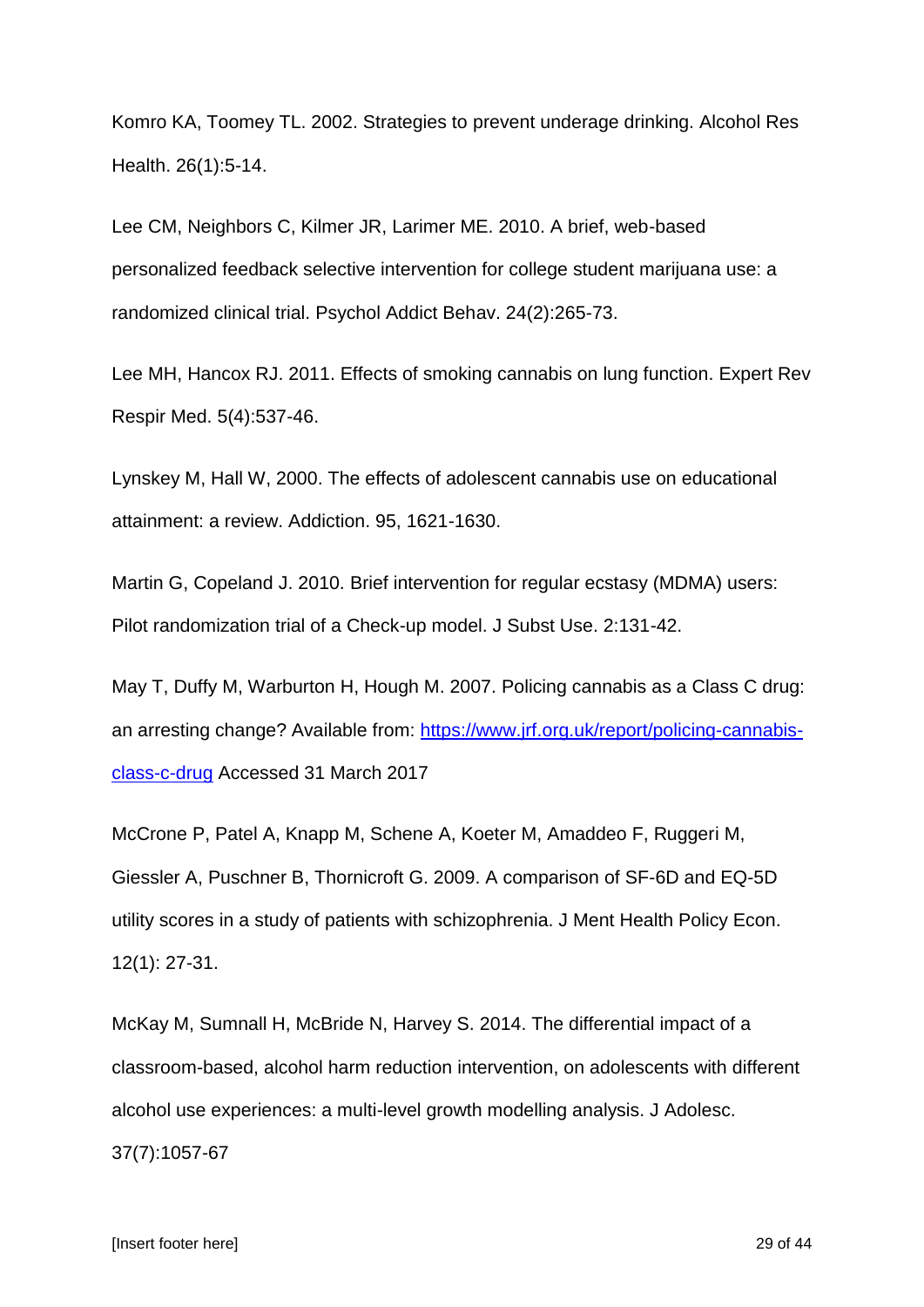Komro KA, Toomey TL. 2002. Strategies to prevent underage drinking. Alcohol Res Health. 26(1):5-14.

Lee CM, Neighbors C, Kilmer JR, Larimer ME. 2010. A brief, web-based personalized feedback selective intervention for college student marijuana use: a randomized clinical trial. Psychol Addict Behav. 24(2):265-73.

Lee MH, Hancox RJ. 2011. Effects of smoking cannabis on lung function. Expert Rev Respir Med. 5(4):537-46.

Lynskey M, Hall W, 2000. The effects of adolescent cannabis use on educational attainment: a review. Addiction. 95, 1621-1630.

Martin G, Copeland J. 2010. Brief intervention for regular ecstasy (MDMA) users: Pilot randomization trial of a Check-up model. J Subst Use. 2:131-42.

May T, Duffy M, Warburton H, Hough M. 2007. Policing cannabis as a Class C drug: an arresting change? Available from: [https://www.jrf.org.uk/report/policing-cannabis-class-c-drug](https://www.jrf.org.uk/report/policing-cannabis-class-c-drug) Accessed 31 March 2017

McCrone P, Patel A, Knapp M, Schene A, Koeter M, Amaddeo F, Ruggeri M, Giessler A, Puschner B, Thornicroft G. 2009. A comparison of SF-6D and EQ-5D utility scores in a study of patients with schizophrenia. J Ment Health Policy Econ. 12(1): 27-31.

McKay M, Sumnall H, McBride N, Harvey S. 2014. The differential impact of a classroom-based, alcohol harm reduction intervention, on adolescents with different alcohol use experiences: a multi-level growth modelling analysis. J Adolesc. 37(7):1057-67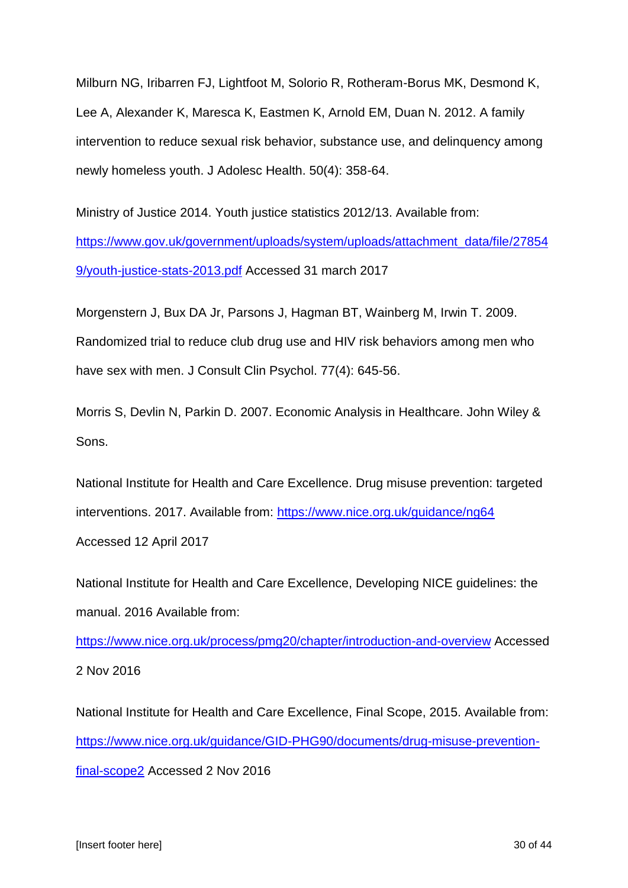Milburn NG, Iribarren FJ, Lightfoot M, Solorio R, Rotheram-Borus MK, Desmond K, Lee A, Alexander K, Maresca K, Eastmen K, Arnold EM, Duan N. 2012. A family intervention to reduce sexual risk behavior, substance use, and delinquency among newly homeless youth. J Adolesc Health. 50(4): 358-64.

Ministry of Justice 2014. Youth justice statistics 2012/13. Available from: https://www.gov.uk/government/uploads/system/uploads/attachment_data/file/278549/youth-justice-stats-2013.pdf Accessed 31 march 2017

Morgenstern J, Bux DA Jr, Parsons J, Hagman BT, Wainberg M, Irwin T. 2009. Randomized trial to reduce club drug use and HIV risk behaviors among men who have sex with men. J Consult Clin Psychol. 77(4): 645-56.

Morris S, Devlin N, Parkin D. 2007. Economic Analysis in Healthcare. John Wiley & Sons.

National Institute for Health and Care Excellence. Drug misuse prevention: targeted interventions. 2017. Available from: https://www.nice.org.uk/guidance/ng64 Accessed 12 April 2017

National Institute for Health and Care Excellence, Developing NICE guidelines: the manual. 2016 Available from: https://www.nice.org.uk/process/pmg20/chapter/introduction-and-overview Accessed 2 Nov 2016

National Institute for Health and Care Excellence, Final Scope, 2015. Available from: https://www.nice.org.uk/guidance/GID-PHG90/documents/drug-misuse-prevention-final-scope2 Accessed 2 Nov 2016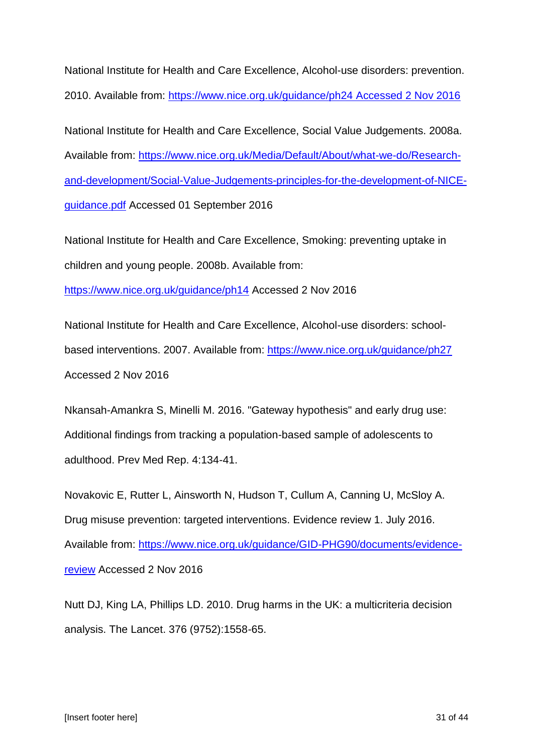National Institute for Health and Care Excellence, Alcohol-use disorders: prevention. 2010. Available from: https://www.nice.org.uk/guidance/ph24 Accessed 2 Nov 2016

National Institute for Health and Care Excellence, Social Value Judgements. 2008a. Available from: https://www.nice.org.uk/Media/Default/About/what-we-do/Research-and-development/Social-Value-Judgements-principles-for-the-development-of-NICE-guidance.pdf Accessed 01 September 2016

National Institute for Health and Care Excellence, Smoking: preventing uptake in children and young people. 2008b. Available from: https://www.nice.org.uk/guidance/ph14 Accessed 2 Nov 2016

National Institute for Health and Care Excellence, Alcohol-use disorders: school-based interventions. 2007. Available from: https://www.nice.org.uk/guidance/ph27 Accessed 2 Nov 2016

Nkansah-Amankra S, Minelli M. 2016. "Gateway hypothesis" and early drug use: Additional findings from tracking a population-based sample of adolescents to adulthood. Prev Med Rep. 4:134-41.

Novakovic E, Rutter L, Ainsworth N, Hudson T, Cullum A, Canning U, McSloy A. Drug misuse prevention: targeted interventions. Evidence review 1. July 2016. Available from: https://www.nice.org.uk/guidance/GID-PHG90/documents/evidence-review Accessed 2 Nov 2016

Nutt DJ, King LA, Phillips LD. 2010. Drug harms in the UK: a multicriteria decision analysis. The Lancet. 376 (9752):1558-65.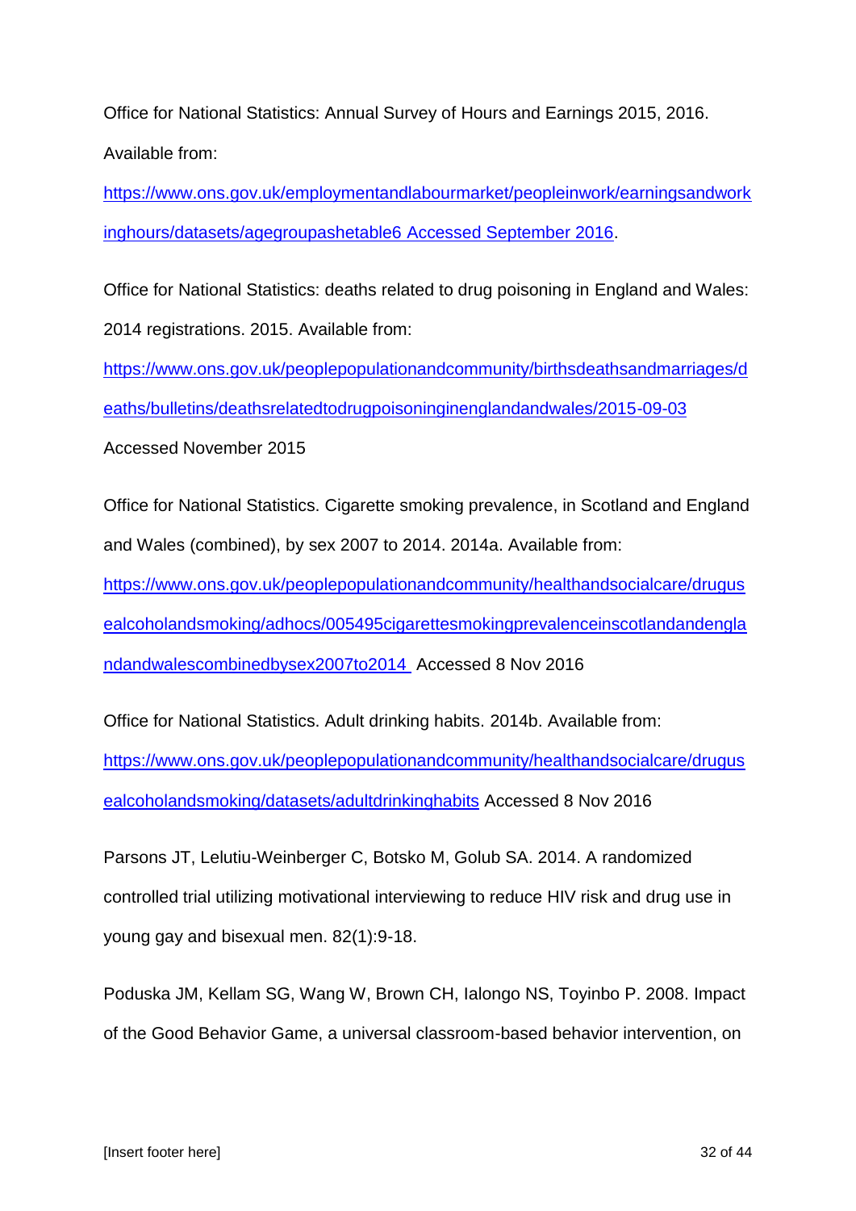Office for National Statistics: Annual Survey of Hours and Earnings 2015, 2016. Available from: https://www.ons.gov.uk/employmentandlabourmarket/peopleinwork/earningsandworkinghours/datasets/agegroupashetable6 Accessed September 2016.

Office for National Statistics: deaths related to drug poisoning in England and Wales: 2014 registrations. 2015. Available from: https://www.ons.gov.uk/peoplepopulationandcommunity/birthsdeathsandmarriages/deaths/bulletins/deathsrelatedtodrugpoisoninginenglandandwales/2015-09-03 Accessed November 2015

Office for National Statistics. Cigarette smoking prevalence, in Scotland and England and Wales (combined), by sex 2007 to 2014. 2014a. Available from: https://www.ons.gov.uk/peoplepopulationandcommunity/healthandsocialcare/drugusealcoholandsmoking/adhocs/005495cigarettesmokingprevalenceinscotlandandenglandandwalescombinedbysex2007to2014 Accessed 8 Nov 2016

Office for National Statistics. Adult drinking habits. 2014b. Available from: https://www.ons.gov.uk/peoplepopulationandcommunity/healthandsocialcare/drugusealcoholandsmoking/datasets/adultdrinkinghabits Accessed 8 Nov 2016

Parsons JT, Lelutiu-Weinberger C, Botsko M, Golub SA. 2014. A randomized controlled trial utilizing motivational interviewing to reduce HIV risk and drug use in young gay and bisexual men. 82(1):9-18.

Poduska JM, Kellam SG, Wang W, Brown CH, Ialongo NS, Toyinbo P. 2008. Impact of the Good Behavior Game, a universal classroom-based behavior intervention, on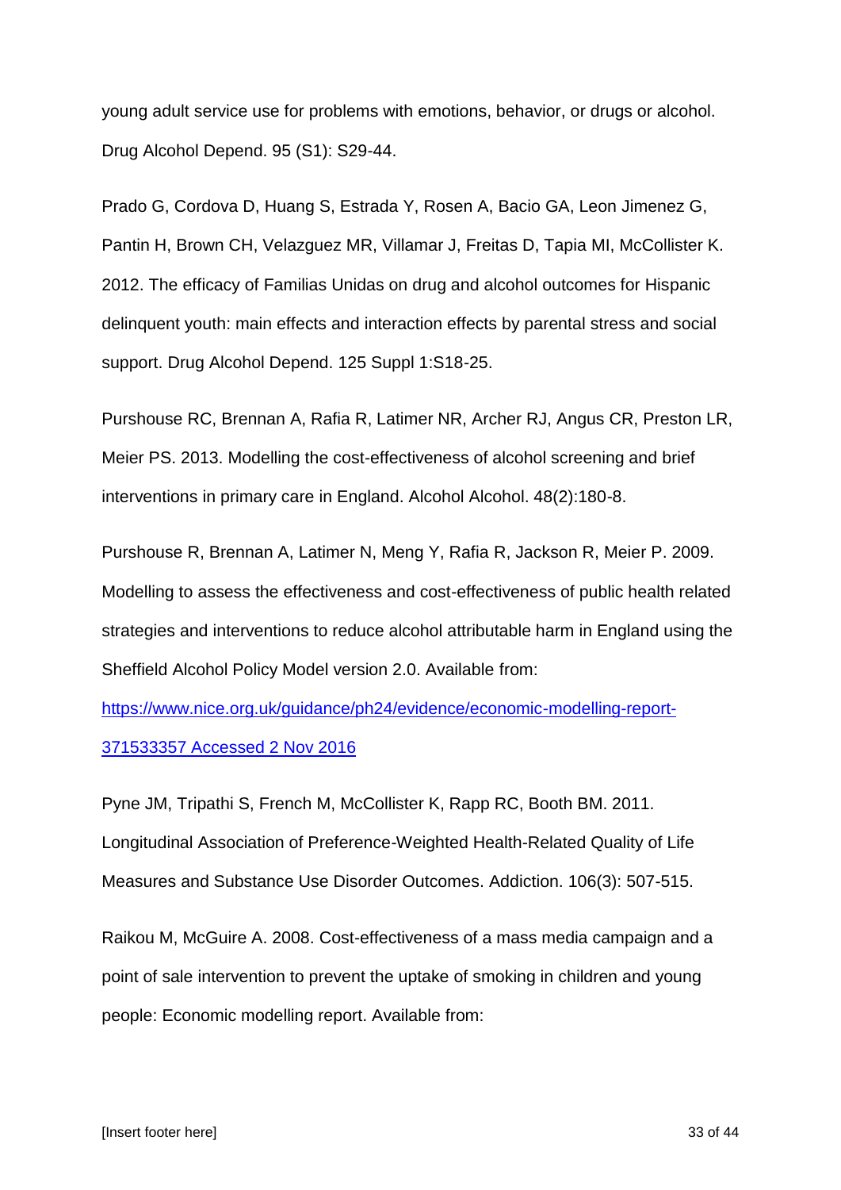young adult service use for problems with emotions, behavior, or drugs or alcohol. Drug Alcohol Depend. 95 (S1): S29-44.

Prado G, Cordova D, Huang S, Estrada Y, Rosen A, Bacio GA, Leon Jimenez G, Pantin H, Brown CH, Velazguez MR, Villamar J, Freitas D, Tapia MI, McCollister K. 2012. The efficacy of Familias Unidas on drug and alcohol outcomes for Hispanic delinquent youth: main effects and interaction effects by parental stress and social support. Drug Alcohol Depend. 125 Suppl 1:S18-25.

Purshouse RC, Brennan A, Rafia R, Latimer NR, Archer RJ, Angus CR, Preston LR, Meier PS. 2013. Modelling the cost-effectiveness of alcohol screening and brief interventions in primary care in England. Alcohol Alcohol. 48(2):180-8.

Purshouse R, Brennan A, Latimer N, Meng Y, Rafia R, Jackson R, Meier P. 2009. Modelling to assess the effectiveness and cost-effectiveness of public health related strategies and interventions to reduce alcohol attributable harm in England using the Sheffield Alcohol Policy Model version 2.0. Available from: [https://www.nice.org.uk/guidance/ph24/evidence/economic-modelling-report-371533357 Accessed 2 Nov 2016](https://www.nice.org.uk/guidance/ph24/evidence/economic-modelling-report-371533357)

Pyne JM, Tripathi S, French M, McCollister K, Rapp RC, Booth BM. 2011. Longitudinal Association of Preference-Weighted Health-Related Quality of Life Measures and Substance Use Disorder Outcomes. Addiction. 106(3): 507-515.

Raikou M, McGuire A. 2008. Cost-effectiveness of a mass media campaign and a point of sale intervention to prevent the uptake of smoking in children and young people: Economic modelling report. Available from: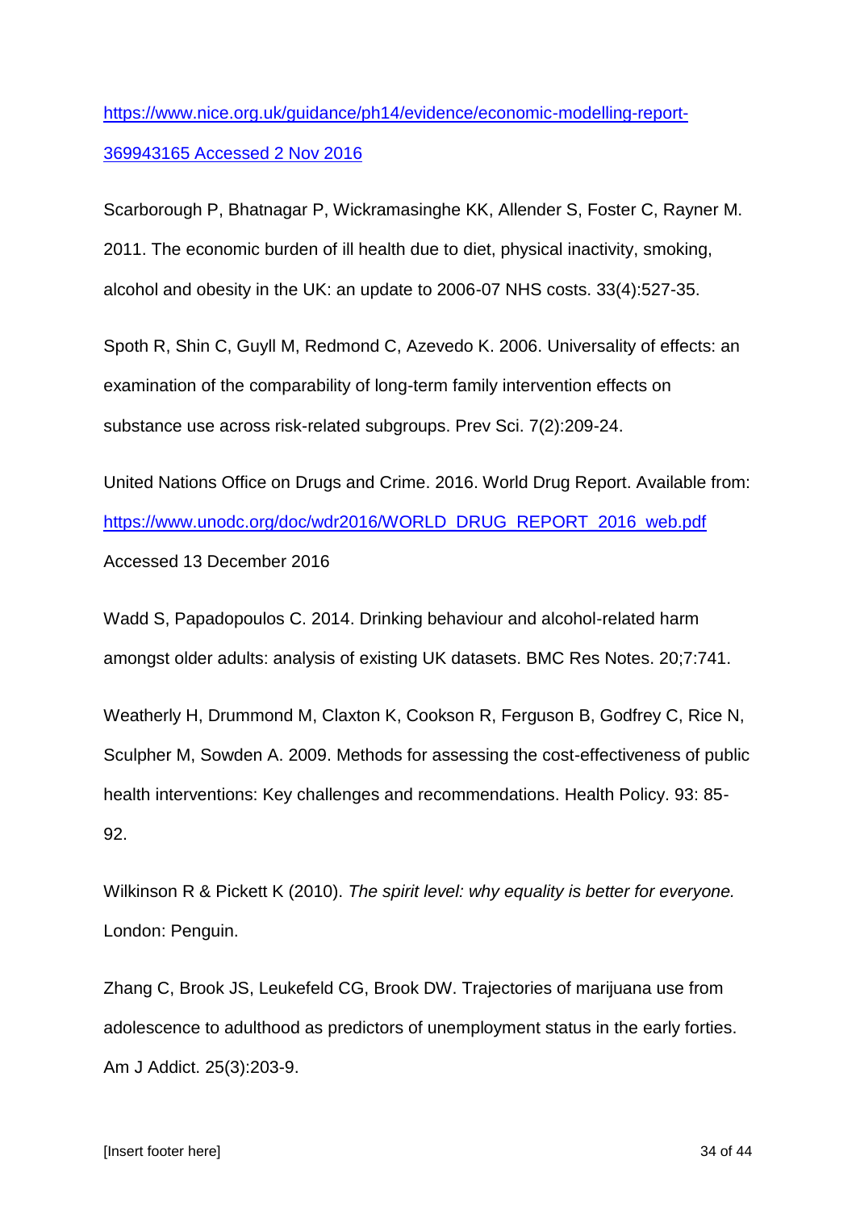https://www.nice.org.uk/guidance/ph14/evidence/economic-modelling-report-369943165 Accessed 2 Nov 2016

Scarborough P, Bhatnagar P, Wickramasinghe KK, Allender S, Foster C, Rayner M. 2011. The economic burden of ill health due to diet, physical inactivity, smoking, alcohol and obesity in the UK: an update to 2006-07 NHS costs. 33(4):527-35.

Spoth R, Shin C, Guyll M, Redmond C, Azevedo K. 2006. Universality of effects: an examination of the comparability of long-term family intervention effects on substance use across risk-related subgroups. Prev Sci. 7(2):209-24.

United Nations Office on Drugs and Crime. 2016. World Drug Report. Available from: https://www.unodc.org/doc/wdr2016/WORLD_DRUG_REPORT_2016_web.pdf Accessed 13 December 2016

Wadd S, Papadopoulos C. 2014. Drinking behaviour and alcohol-related harm amongst older adults: analysis of existing UK datasets. BMC Res Notes. 20;7:741.

Weatherly H, Drummond M, Claxton K, Cookson R, Ferguson B, Godfrey C, Rice N, Sculpher M, Sowden A. 2009. Methods for assessing the cost-effectiveness of public health interventions: Key challenges and recommendations. Health Policy. 93: 85-92.

Wilkinson R & Pickett K (2010). *The spirit level: why equality is better for everyone.* London: Penguin.

Zhang C, Brook JS, Leukefeld CG, Brook DW. Trajectories of marijuana use from adolescence to adulthood as predictors of unemployment status in the early forties. Am J Addict. 25(3):203-9.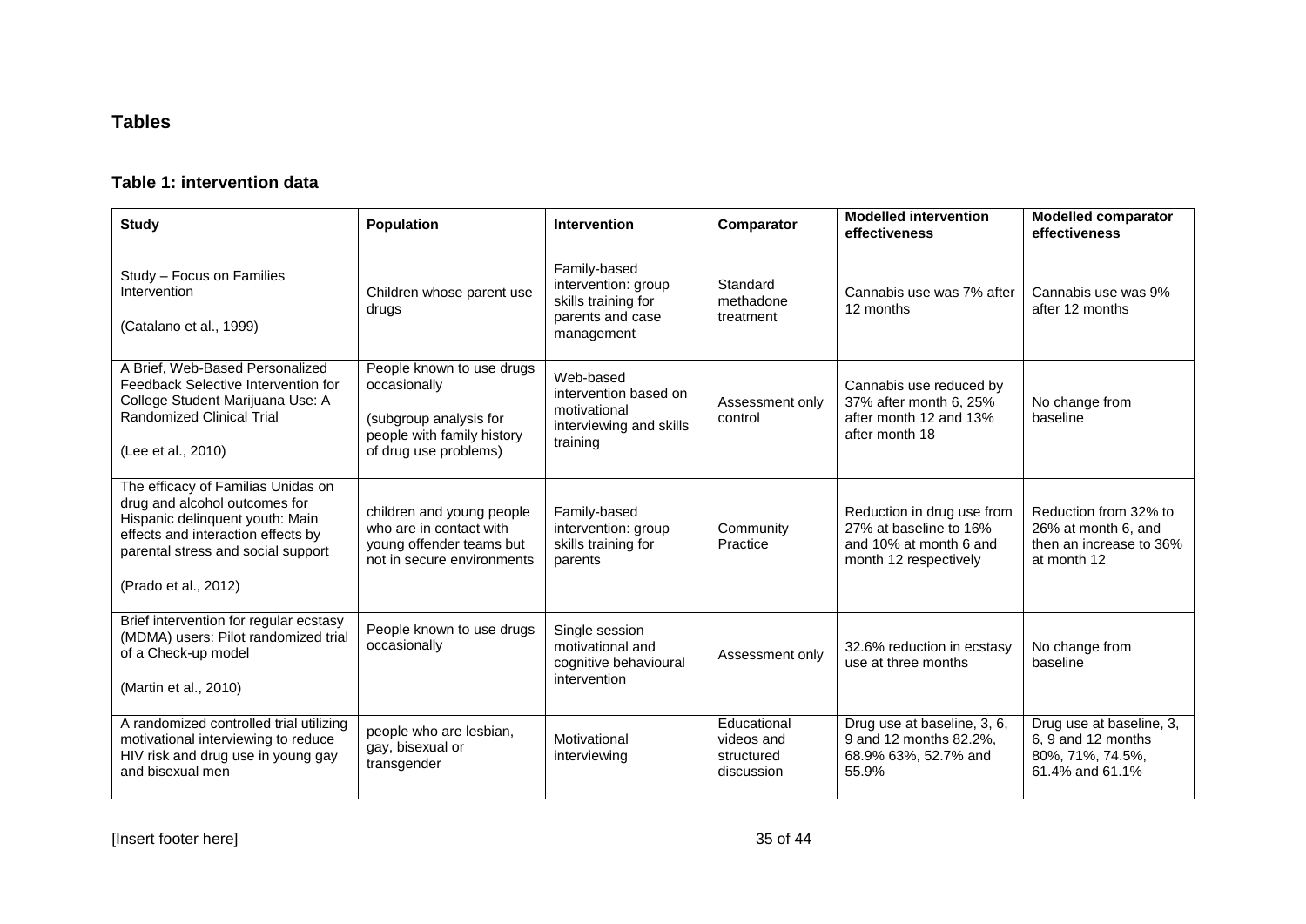## Tables

### Table 1: intervention data

| Study | Population | Intervention | Comparator | Modelled intervention effectiveness | Modelled comparator effectiveness |
|---|---|---|---|---|---|
| Study – Focus on Families Intervention<br><br>(Catalano et al., 1999) | Children whose parent use drugs | Family-based intervention: group skills training for parents and case management | Standard methadone treatment | Cannabis use was 7% after 12 months | Cannabis use was 9% after 12 months |
| A Brief, Web-Based Personalized Feedback Selective Intervention for College Student Marijuana Use: A Randomized Clinical Trial<br><br>(Lee et al., 2010) | People known to use drugs occasionally<br><br>(subgroup analysis for people with family history of drug use problems) | Web-based intervention based on motivational interviewing and skills training | Assessment only control | Cannabis use reduced by 37% after month 6, 25% after month 12 and 13% after month 18 | No change from baseline |
| The efficacy of Familias Unidas on drug and alcohol outcomes for Hispanic delinquent youth: Main effects and interaction effects by parental stress and social support<br><br>(Prado et al., 2012) | children and young people who are in contact with young offender teams but not in secure environments | Family-based intervention: group skills training for parents | Community Practice | Reduction in drug use from 27% at baseline to 16% and 10% at month 6 and month 12 respectively | Reduction from 32% to 26% at month 6, and then an increase to 36% at month 12 |
| Brief intervention for regular ecstasy (MDMA) users: Pilot randomized trial of a Check-up model<br><br>(Martin et al., 2010) | People known to use drugs occasionally | Single session motivational and cognitive behavioural intervention | Assessment only | 32.6% reduction in ecstasy use at three months | No change from baseline |
| A randomized controlled trial utilizing motivational interviewing to reduce HIV risk and drug use in young gay and bisexual men | people who are lesbian, gay, bisexual or transgender | Motivational interviewing | Educational videos and structured discussion | Drug use at baseline, 3, 6, 9 and 12 months 82.2%, 68.9% 63%, 52.7% and 55.9% | Drug use at baseline, 3, 6, 9 and 12 months 80%, 71%, 74.5%, 61.4% and 61.1% |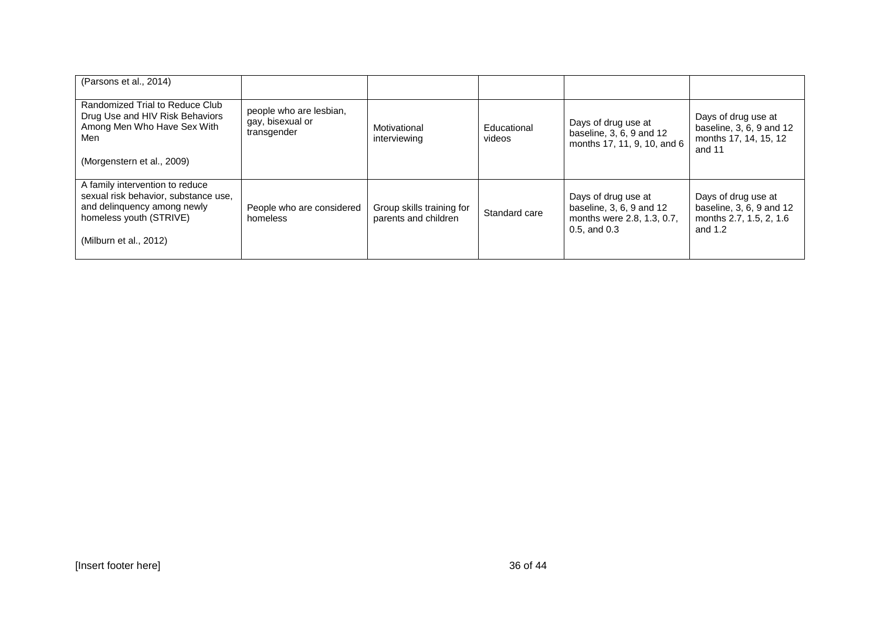| | | | | | |
|---|---|---|---|---|---|
| (Parsons et al., 2014) | | | | | |
| Randomized Trial to Reduce Club Drug Use and HIV Risk Behaviors Among Men Who Have Sex With Men<br><br>(Morgenstern et al., 2009) | people who are lesbian, gay, bisexual or transgender | Motivational interviewing | Educational videos | Days of drug use at baseline, 3, 6, 9 and 12 months 17, 11, 9, 10, and 6 | Days of drug use at baseline, 3, 6, 9 and 12 months 17, 14, 15, 12 and 11 |
| A family intervention to reduce sexual risk behavior, substance use, and delinquency among newly homeless youth (STRIVE)<br><br>(Milburn et al., 2012) | People who are considered homeless | Group skills training for parents and children | Standard care | Days of drug use at baseline, 3, 6, 9 and 12 months were 2.8, 1.3, 0.7, 0.5, and 0.3 | Days of drug use at baseline, 3, 6, 9 and 12 months 2.7, 1.5, 2, 1.6 and 1.2 |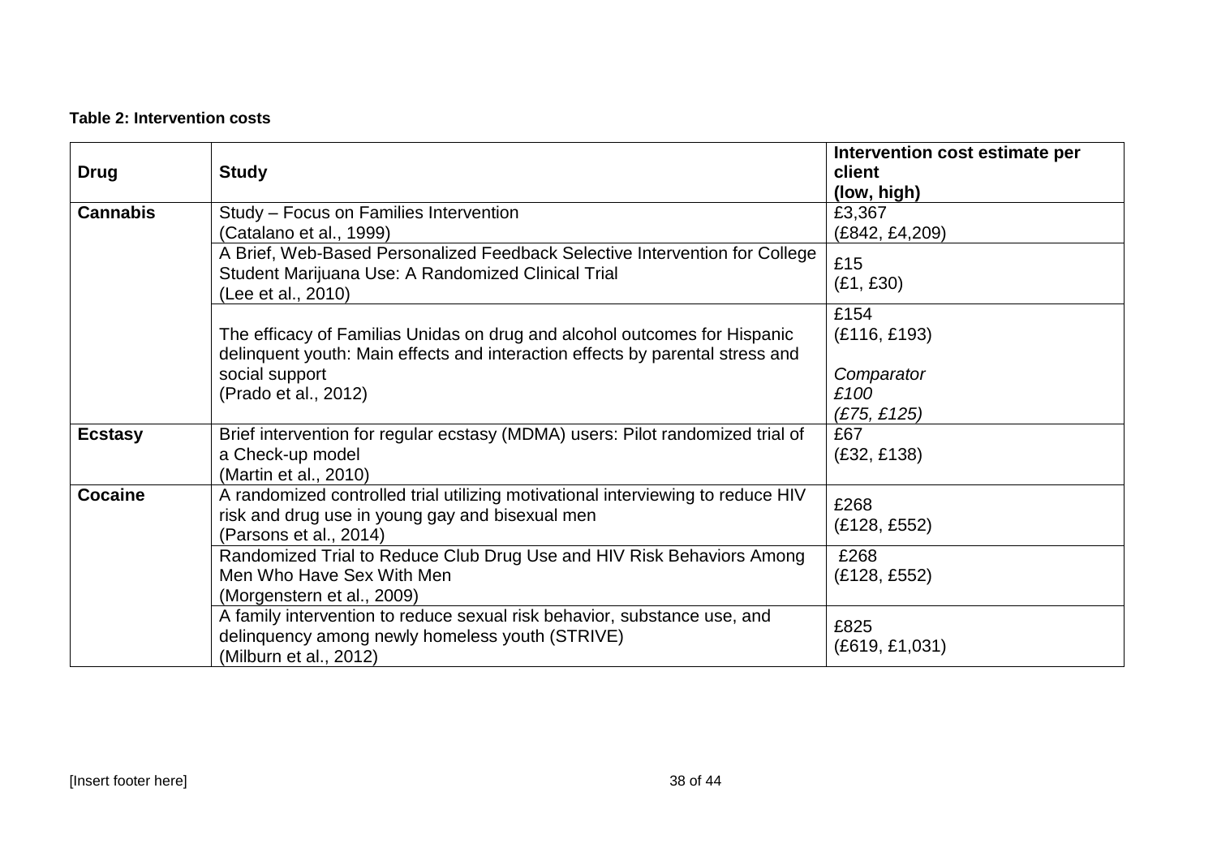**Table 2: Intervention costs**

| Drug | Study | Intervention cost estimate per client (low, high) |
|---|---|---|
| **Cannabis** | Study – Focus on Families Intervention (Catalano et al., 1999) | £3,367 (£842, £4,209) |
| | A Brief, Web-Based Personalized Feedback Selective Intervention for College Student Marijuana Use: A Randomized Clinical Trial (Lee et al., 2010) | £15 (£1, £30) |
| | The efficacy of Familias Unidas on drug and alcohol outcomes for Hispanic delinquent youth: Main effects and interaction effects by parental stress and social support (Prado et al., 2012) | £154 (£116, £193) *Comparator* *£100* *(£75, £125)* |
| **Ecstasy** | Brief intervention for regular ecstasy (MDMA) users: Pilot randomized trial of a Check-up model (Martin et al., 2010) | £67 (£32, £138) |
| **Cocaine** | A randomized controlled trial utilizing motivational interviewing to reduce HIV risk and drug use in young gay and bisexual men (Parsons et al., 2014) | £268 (£128, £552) |
| | Randomized Trial to Reduce Club Drug Use and HIV Risk Behaviors Among Men Who Have Sex With Men (Morgenstern et al., 2009) | £268 (£128, £552) |
| | A family intervention to reduce sexual risk behavior, substance use, and delinquency among newly homeless youth (STRIVE) (Milburn et al., 2012) | £825 (£619, £1,031) |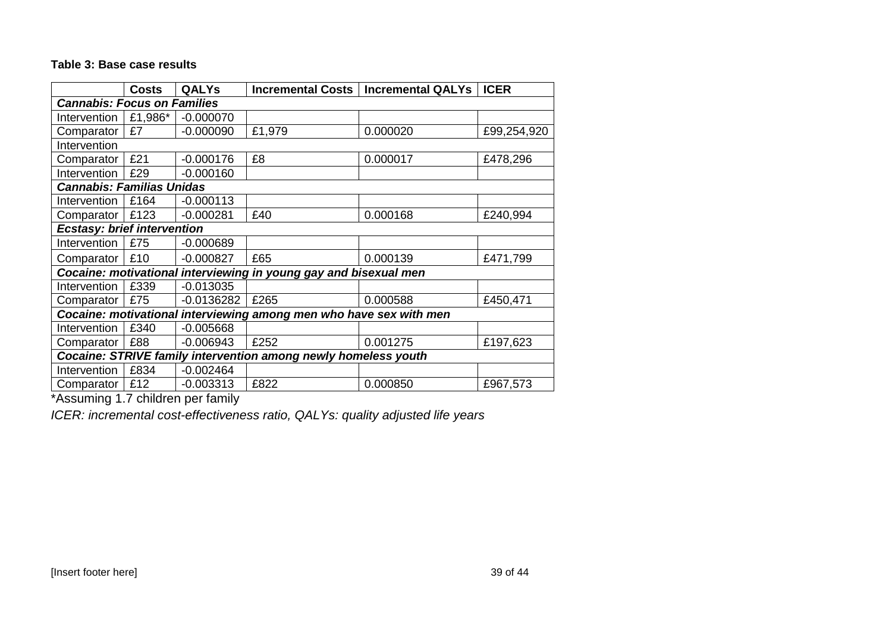**Table 3: Base case results**

| | Costs | QALYs | Incremental Costs | Incremental QALYs | ICER |
|---|---|---|---|---|---|
| ***Cannabis: Focus on Families*** | | | | | |
| Intervention | £1,986* | -0.000070 | | | |
| Comparator | £7 | -0.000090 | £1,979 | 0.000020 | £99,254,920 |
| Intervention | | | | | |
| Comparator | £21 | -0.000176 | £8 | 0.000017 | £478,296 |
| Intervention | £29 | -0.000160 | | | |
| ***Cannabis: Familias Unidas*** | | | | | |
| Intervention | £164 | -0.000113 | | | |
| Comparator | £123 | -0.000281 | £40 | 0.000168 | £240,994 |
| ***Ecstasy: brief intervention*** | | | | | |
| Intervention | £75 | -0.000689 | | | |
| Comparator | £10 | -0.000827 | £65 | 0.000139 | £471,799 |
| ***Cocaine: motivational interviewing in young gay and bisexual men*** | | | | | |
| Intervention | £339 | -0.013035 | | | |
| Comparator | £75 | -0.0136282 | £265 | 0.000588 | £450,471 |
| ***Cocaine: motivational interviewing among men who have sex with men*** | | | | | |
| Intervention | £340 | -0.005668 | | | |
| Comparator | £88 | -0.006943 | £252 | 0.001275 | £197,623 |
| ***Cocaine: STRIVE family intervention among newly homeless youth*** | | | | | |
| Intervention | £834 | -0.002464 | | | |
| Comparator | £12 | -0.003313 | £822 | 0.000850 | £967,573 |

*Assuming 1.7 children per family

*ICER: incremental cost-effectiveness ratio, QALYs: quality adjusted life years*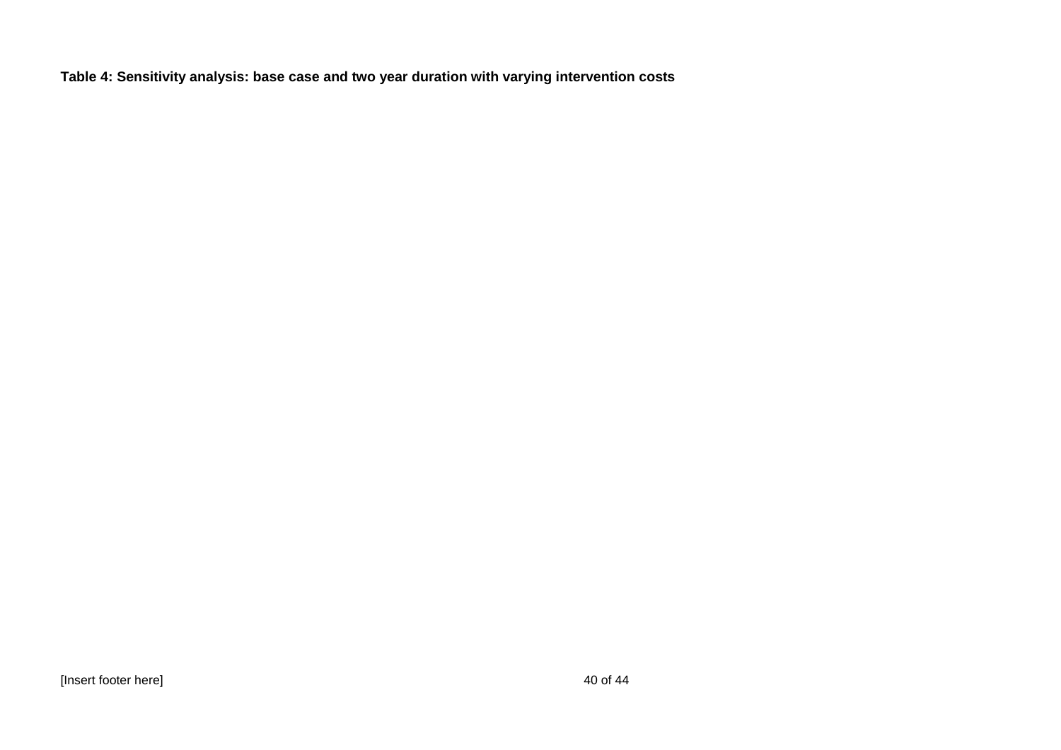**Table 4: Sensitivity analysis: base case and two year duration with varying intervention costs**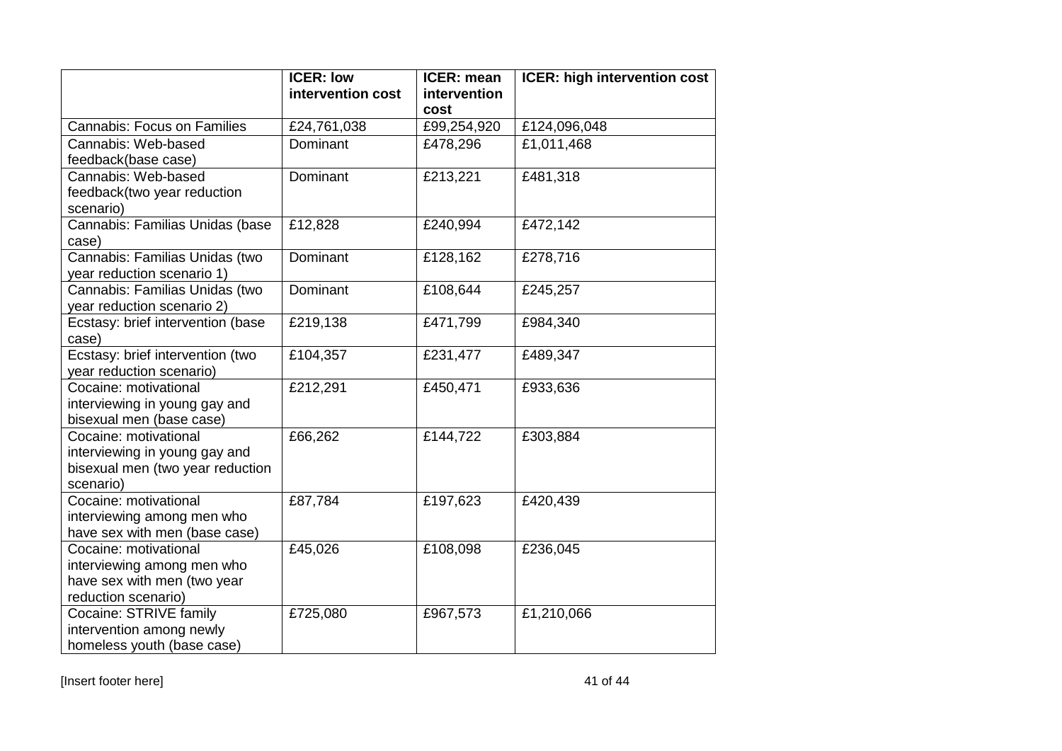| | ICER: low intervention cost | ICER: mean intervention cost | ICER: high intervention cost |
|---|---|---|---|
| Cannabis: Focus on Families | £24,761,038 | £99,254,920 | £124,096,048 |
| Cannabis: Web-based feedback(base case) | Dominant | £478,296 | £1,011,468 |
| Cannabis: Web-based feedback(two year reduction scenario) | Dominant | £213,221 | £481,318 |
| Cannabis: Familias Unidas (base case) | £12,828 | £240,994 | £472,142 |
| Cannabis: Familias Unidas (two year reduction scenario 1) | Dominant | £128,162 | £278,716 |
| Cannabis: Familias Unidas (two year reduction scenario 2) | Dominant | £108,644 | £245,257 |
| Ecstasy: brief intervention (base case) | £219,138 | £471,799 | £984,340 |
| Ecstasy: brief intervention (two year reduction scenario) | £104,357 | £231,477 | £489,347 |
| Cocaine: motivational interviewing in young gay and bisexual men (base case) | £212,291 | £450,471 | £933,636 |
| Cocaine: motivational interviewing in young gay and bisexual men (two year reduction scenario) | £66,262 | £144,722 | £303,884 |
| Cocaine: motivational interviewing among men who have sex with men (base case) | £87,784 | £197,623 | £420,439 |
| Cocaine: motivational interviewing among men who have sex with men (two year reduction scenario) | £45,026 | £108,098 | £236,045 |
| Cocaine: STRIVE family intervention among newly homeless youth (base case) | £725,080 | £967,573 | £1,210,066 |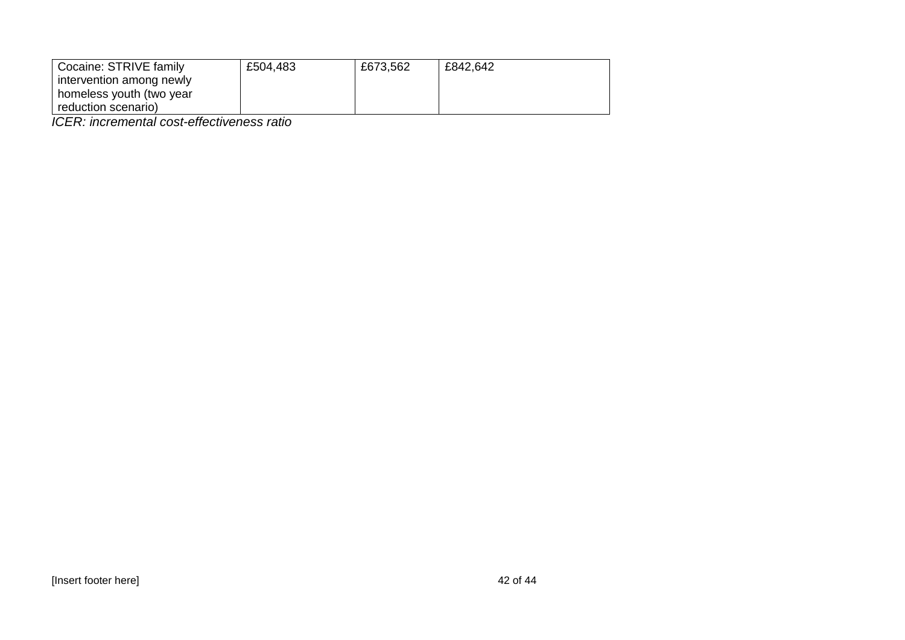| | | | |
|---|---|---|---|
| Cocaine: STRIVE family intervention among newly homeless youth (two year reduction scenario) | £504,483 | £673,562 | £842,642 |

*ICER: incremental cost-effectiveness ratio*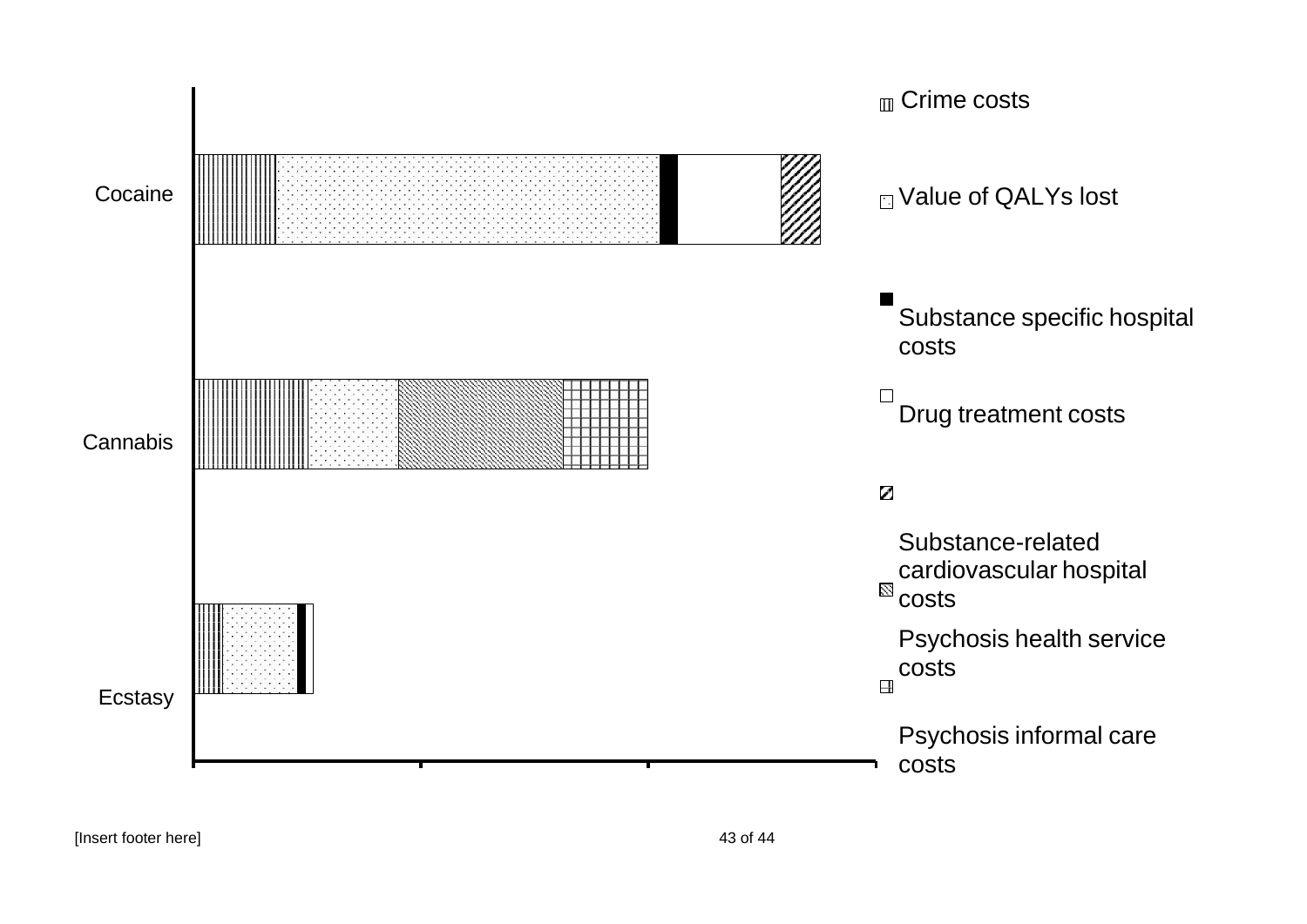Cocaine

Cannabis

Ecstasy

Crime costs

Value of QALYs lost

Substance specific hospital costs

Drug treatment costs

Substance-related cardiovascular hospital costs

Psychosis health service costs

Psychosis informal care costs

[Insert footer here]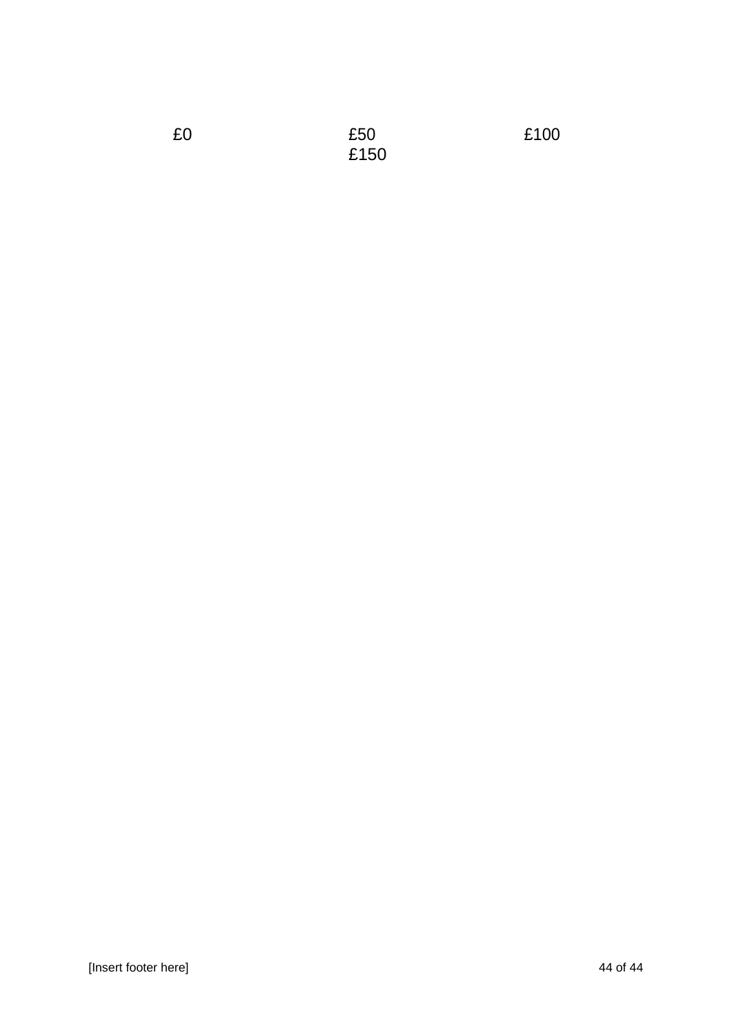£0 £50 £100
£150